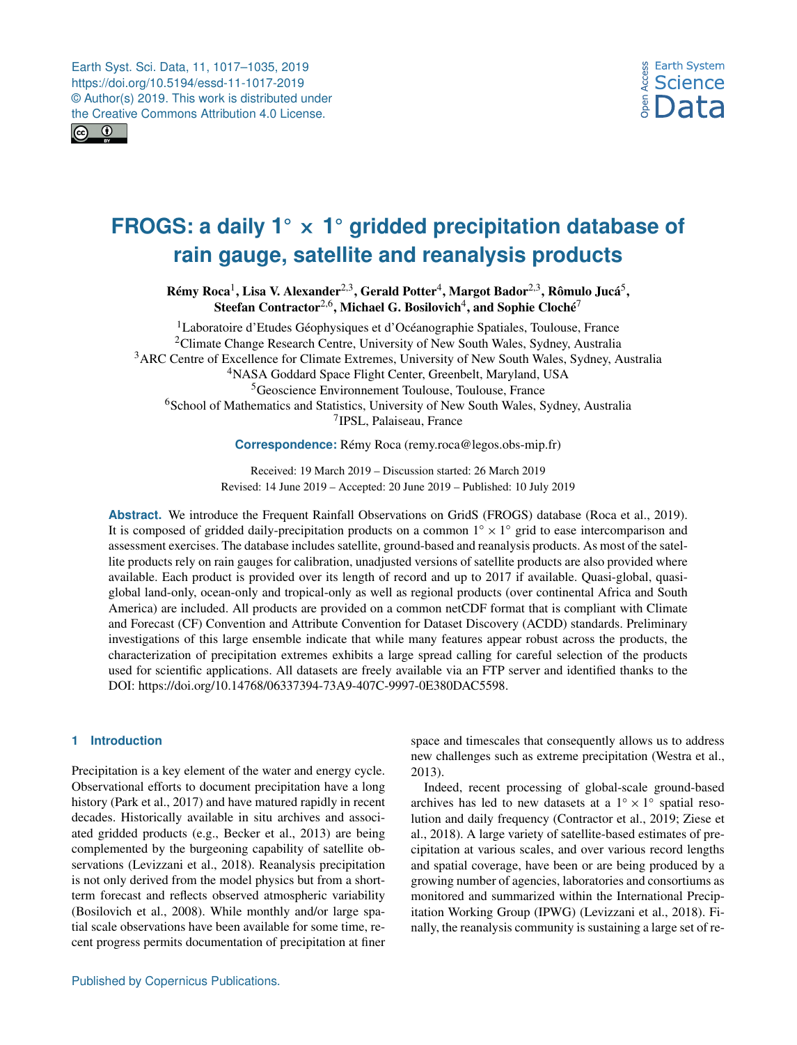# FROGS: a daily 1° × 1° gridded precipitation database of rain gauge, satellite and reanalysis products

**Rémy Roca**[1], **Lisa V. Alexander**[2,3], **Gerald Potter**[4], **Margot Bador**[2,3], **Rômulo Jucá**[5], **Steefan Contractor**[2,6], **Michael G. Bosilovich**[4], **and Sophie Cloché**[7]

[1]Laboratoire d'Etudes Géophysiques et d'Océanographie Spatiales, Toulouse, France
[2]Climate Change Research Centre, University of New South Wales, Sydney, Australia
[3]ARC Centre of Excellence for Climate Extremes, University of New South Wales, Sydney, Australia
[4]NASA Goddard Space Flight Center, Greenbelt, Maryland, USA
[5]Geoscience Environnement Toulouse, Toulouse, France
[6]School of Mathematics and Statistics, University of New South Wales, Sydney, Australia
[7]IPSL, Palaiseau, France

**Correspondence:** Rémy Roca (remy.roca@legos.obs-mip.fr)

Received: 19 March 2019 – Discussion started: 26 March 2019
Revised: 14 June 2019 – Accepted: 20 June 2019 – Published: 10 July 2019

**Abstract.** We introduce the Frequent Rainfall Observations on GridS (FROGS) database (Roca et al., 2019). It is composed of gridded daily-precipitation products on a common 1° × 1° grid to ease intercomparison and assessment exercises. The database includes satellite, ground-based and reanalysis products. As most of the satellite products rely on rain gauges for calibration, unadjusted versions of satellite products are also provided where available. Each product is provided over its length of record and up to 2017 if available. Quasi-global, quasi-global land-only, ocean-only and tropical-only as well as regional products (over continental Africa and South America) are included. All products are provided on a common netCDF format that is compliant with Climate and Forecast (CF) Convention and Attribute Convention for Dataset Discovery (ACDD) standards. Preliminary investigations of this large ensemble indicate that while many features appear robust across the products, the characterization of precipitation extremes exhibits a large spread calling for careful selection of the products used for scientific applications. All datasets are freely available via an FTP server and identified thanks to the DOI: https://doi.org/10.14768/06337394-73A9-407C-9997-0E380DAC5598.

## 1 Introduction

Precipitation is a key element of the water and energy cycle. Observational efforts to document precipitation have a long history (Park et al., 2017) and have matured rapidly in recent decades. Historically available in situ archives and associated gridded products (e.g., Becker et al., 2013) are being complemented by the burgeoning capability of satellite observations (Levizzani et al., 2018). Reanalysis precipitation is not only derived from the model physics but from a short-term forecast and reflects observed atmospheric variability (Bosilovich et al., 2008). While monthly and/or large spatial scale observations have been available for some time, recent progress permits documentation of precipitation at finer space and timescales that consequently allows us to address new challenges such as extreme precipitation (Westra et al., 2013).

Indeed, recent processing of global-scale ground-based archives has led to new datasets at a 1° × 1° spatial resolution and daily frequency (Contractor et al., 2019; Ziese et al., 2018). A large variety of satellite-based estimates of precipitation at various scales, and over various record lengths and spatial coverage, have been or are being produced by a growing number of agencies, laboratories and consortiums as monitored and summarized within the International Precipitation Working Group (IPWG) (Levizzani et al., 2018). Finally, the reanalysis community is sustaining a large set of re-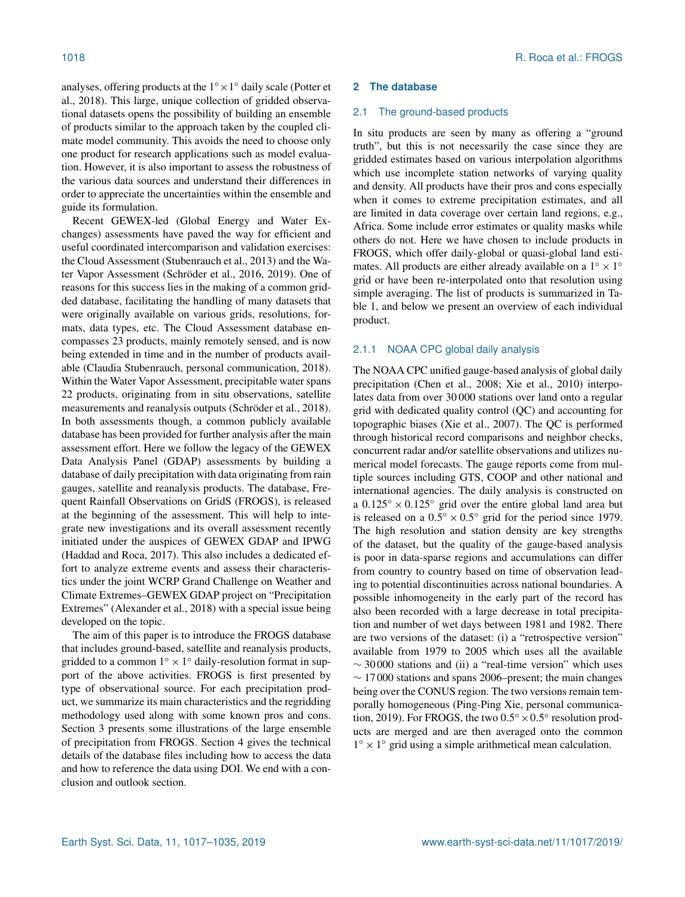analyses, offering products at the $1^\circ \times 1^\circ$ daily scale (Potter et al., 2018). This large, unique collection of gridded observational datasets opens the possibility of building an ensemble of products similar to the approach taken by the coupled climate model community. This avoids the need to choose only one product for research applications such as model evaluation. However, it is also important to assess the robustness of the various data sources and understand their differences in order to appreciate the uncertainties within the ensemble and guide its formulation.

Recent GEWEX-led (Global Energy and Water Exchanges) assessments have paved the way for efficient and useful coordinated intercomparison and validation exercises: the Cloud Assessment (Stubenrauch et al., 2013) and the Water Vapor Assessment (Schröder et al., 2016, 2019). One of reasons for this success lies in the making of a common gridded database, facilitating the handling of many datasets that were originally available on various grids, resolutions, formats, data types, etc. The Cloud Assessment database encompasses 23 products, mainly remotely sensed, and is now being extended in time and in the number of products available (Claudia Stubenrauch, personal communication, 2018). Within the Water Vapor Assessment, precipitable water spans 22 products, originating from in situ observations, satellite measurements and reanalysis outputs (Schröder et al., 2018). In both assessments though, a common publicly available database has been provided for further analysis after the main assessment effort. Here we follow the legacy of the GEWEX Data Analysis Panel (GDAP) assessments by building a database of daily precipitation with data originating from rain gauges, satellite and reanalysis products. The database, Frequent Rainfall Observations on GridS (FROGS), is released at the beginning of the assessment. This will help to integrate new investigations and its overall assessment recently initiated under the auspices of GEWEX GDAP and IPWG (Haddad and Roca, 2017). This also includes a dedicated effort to analyze extreme events and assess their characteristics under the joint WCRP Grand Challenge on Weather and Climate Extremes–GEWEX GDAP project on "Precipitation Extremes" (Alexander et al., 2018) with a special issue being developed on the topic.

The aim of this paper is to introduce the FROGS database that includes ground-based, satellite and reanalysis products, gridded to a common $1^\circ \times 1^\circ$ daily-resolution format in support of the above activities. FROGS is first presented by type of observational source. For each precipitation product, we summarize its main characteristics and the regridding methodology used along with some known pros and cons. Section 3 presents some illustrations of the large ensemble of precipitation from FROGS. Section 4 gives the technical details of the database files including how to access the data and how to reference the data using DOI. We end with a conclusion and outlook section.

## 2 The database

### 2.1 The ground-based products

In situ products are seen by many as offering a "ground truth", but this is not necessarily the case since they are gridded estimates based on various interpolation algorithms which use incomplete station networks of varying quality and density. All products have their pros and cons especially when it comes to extreme precipitation estimates, and all are limited in data coverage over certain land regions, e.g., Africa. Some include error estimates or quality masks while others do not. Here we have chosen to include products in FROGS, which offer daily-global or quasi-global land estimates. All products are either already available on a $1^\circ \times 1^\circ$ grid or have been re-interpolated onto that resolution using simple averaging. The list of products is summarized in Table 1, and below we present an overview of each individual product.

#### 2.1.1 NOAA CPC global daily analysis

The NOAA CPC unified gauge-based analysis of global daily precipitation (Chen et al., 2008; Xie et al., 2010) interpolates data from over 30 000 stations over land onto a regular grid with dedicated quality control (QC) and accounting for topographic biases (Xie et al., 2007). The QC is performed through historical record comparisons and neighbor checks, concurrent radar and/or satellite observations and utilizes numerical model forecasts. The gauge reports come from multiple sources including GTS, COOP and other national and international agencies. The daily analysis is constructed on a $0.125^\circ \times 0.125^\circ$ grid over the entire global land area but is released on a $0.5^\circ \times 0.5^\circ$ grid for the period since 1979. The high resolution and station density are key strengths of the dataset, but the quality of the gauge-based analysis is poor in data-sparse regions and accumulations can differ from country to country based on time of observation leading to potential discontinuities across national boundaries. A possible inhomogeneity in the early part of the record has also been recorded with a large decrease in total precipitation and number of wet days between 1981 and 1982. There are two versions of the dataset: (i) a "retrospective version" available from 1979 to 2005 which uses all the available $\sim 30\,000$ stations and (ii) a "real-time version" which uses $\sim 17\,000$ stations and spans 2006–present; the main changes being over the CONUS region. The two versions remain temporally homogeneous (Ping-Ping Xie, personal communication, 2019). For FROGS, the two $0.5^\circ \times 0.5^\circ$ resolution products are merged and are then averaged onto the common $1^\circ \times 1^\circ$ grid using a simple arithmetical mean calculation.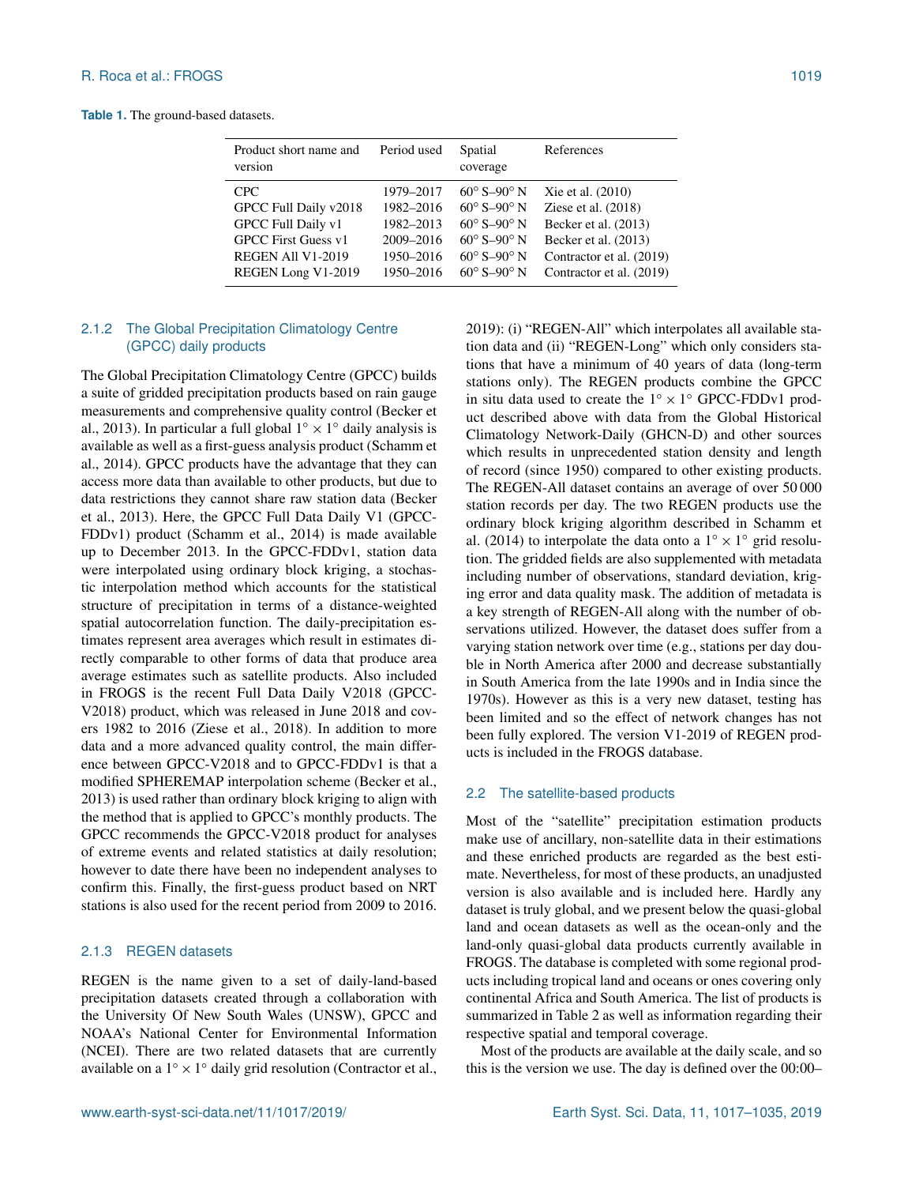**Table 1.** The ground-based datasets.

| Product short name and version | Period used | Spatial coverage | References |
|---|---|---|---|
| CPC | 1979–2017 | 60° S–90° N | Xie et al. (2010) |
| GPCC Full Daily v2018 | 1982–2016 | 60° S–90° N | Ziese et al. (2018) |
| GPCC Full Daily v1 | 1982–2013 | 60° S–90° N | Becker et al. (2013) |
| GPCC First Guess v1 | 2009–2016 | 60° S–90° N | Becker et al. (2013) |
| REGEN All V1-2019 | 1950–2016 | 60° S–90° N | Contractor et al. (2019) |
| REGEN Long V1-2019 | 1950–2016 | 60° S–90° N | Contractor et al. (2019) |

### 2.1.2 The Global Precipitation Climatology Centre (GPCC) daily products

The Global Precipitation Climatology Centre (GPCC) builds a suite of gridded precipitation products based on rain gauge measurements and comprehensive quality control (Becker et al., 2013). In particular a full global $1^\circ \times 1^\circ$ daily analysis is available as well as a first-guess analysis product (Schamm et al., 2014). GPCC products have the advantage that they can access more data than available to other products, but due to data restrictions they cannot share raw station data (Becker et al., 2013). Here, the GPCC Full Data Daily V1 (GPCC-FDDv1) product (Schamm et al., 2014) is made available up to December 2013. In the GPCC-FDDv1, station data were interpolated using ordinary block kriging, a stochastic interpolation method which accounts for the statistical structure of precipitation in terms of a distance-weighted spatial autocorrelation function. The daily-precipitation estimates represent area averages which result in estimates directly comparable to other forms of data that produce area average estimates such as satellite products. Also included in FROGS is the recent Full Data Daily V2018 (GPCC-V2018) product, which was released in June 2018 and covers 1982 to 2016 (Ziese et al., 2018). In addition to more data and a more advanced quality control, the main difference between GPCC-V2018 and to GPCC-FDDv1 is that a modified SPHEREMAP interpolation scheme (Becker et al., 2013) is used rather than ordinary block kriging to align with the method that is applied to GPCC's monthly products. The GPCC recommends the GPCC-V2018 product for analyses of extreme events and related statistics at daily resolution; however to date there have been no independent analyses to confirm this. Finally, the first-guess product based on NRT stations is also used for the recent period from 2009 to 2016.

### 2.1.3 REGEN datasets

REGEN is the name given to a set of daily-land-based precipitation datasets created through a collaboration with the University Of New South Wales (UNSW), GPCC and NOAA's National Center for Environmental Information (NCEI). There are two related datasets that are currently available on a $1^\circ \times 1^\circ$ daily grid resolution (Contractor et al., 2019): (i) "REGEN-All" which interpolates all available station data and (ii) "REGEN-Long" which only considers stations that have a minimum of 40 years of data (long-term stations only). The REGEN products combine the GPCC in situ data used to create the $1^\circ \times 1^\circ$ GPCC-FDDv1 product described above with data from the Global Historical Climatology Network-Daily (GHCN-D) and other sources which results in unprecedented station density and length of record (since 1950) compared to other existing products. The REGEN-All dataset contains an average of over 50 000 station records per day. The two REGEN products use the ordinary block kriging algorithm described in Schamm et al. (2014) to interpolate the data onto a $1^\circ \times 1^\circ$ grid resolution. The gridded fields are also supplemented with metadata including number of observations, standard deviation, kriging error and data quality mask. The addition of metadata is a key strength of REGEN-All along with the number of observations utilized. However, the dataset does suffer from a varying station network over time (e.g., stations per day double in North America after 2000 and decrease substantially in South America from the late 1990s and in India since the 1970s). However as this is a very new dataset, testing has been limited and so the effect of network changes has not been fully explored. The version V1-2019 of REGEN products is included in the FROGS database.

## 2.2 The satellite-based products

Most of the "satellite" precipitation estimation products make use of ancillary, non-satellite data in their estimations and these enriched products are regarded as the best estimate. Nevertheless, for most of these products, an unadjusted version is also available and is included here. Hardly any dataset is truly global, and we present below the quasi-global land and ocean datasets as well as the ocean-only and the land-only quasi-global data products currently available in FROGS. The database is completed with some regional products including tropical land and oceans or ones covering only continental Africa and South America. The list of products is summarized in Table 2 as well as information regarding their respective spatial and temporal coverage.

Most of the products are available at the daily scale, and so this is the version we use. The day is defined over the 00:00–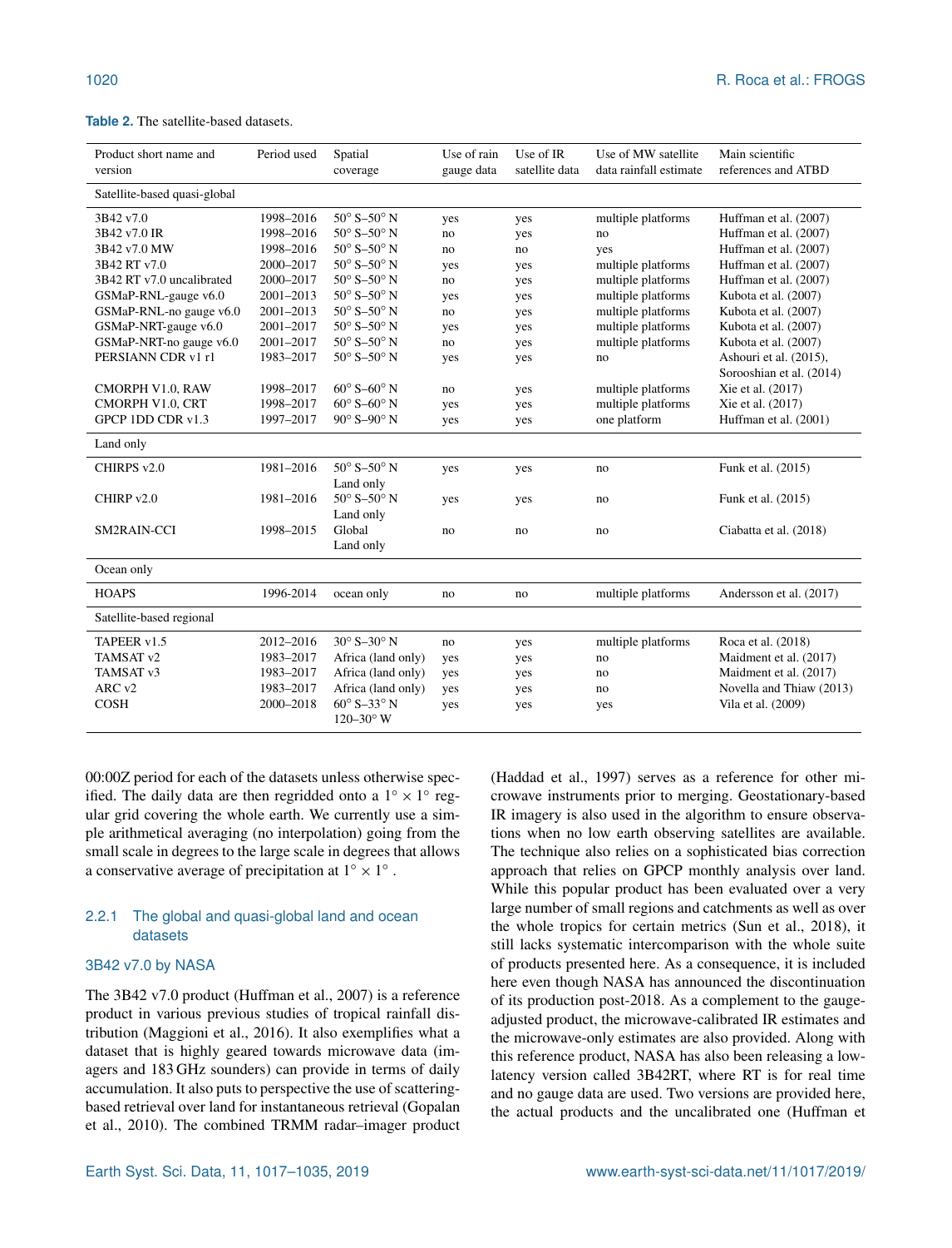**Table 2.** The satellite-based datasets.

| Product short name and version | Period used | Spatial coverage | Use of rain gauge data | Use of IR satellite data | Use of MW satellite data rainfall estimate | Main scientific references and ATBD |
|---|---|---|---|---|---|---|
| Satellite-based quasi-global | | | | | | |
| 3B42 v7.0 | 1998–2016 | 50° S–50° N | yes | yes | multiple platforms | Huffman et al. (2007) |
| 3B42 v7.0 IR | 1998–2016 | 50° S–50° N | no | yes | no | Huffman et al. (2007) |
| 3B42 v7.0 MW | 1998–2016 | 50° S–50° N | no | no | yes | Huffman et al. (2007) |
| 3B42 RT v7.0 | 2000–2017 | 50° S–50° N | yes | yes | multiple platforms | Huffman et al. (2007) |
| 3B42 RT v7.0 uncalibrated | 2000–2017 | 50° S–50° N | no | yes | multiple platforms | Huffman et al. (2007) |
| GSMaP-RNL-gauge v6.0 | 2001–2013 | 50° S–50° N | yes | yes | multiple platforms | Kubota et al. (2007) |
| GSMaP-RNL-no gauge v6.0 | 2001–2013 | 50° S–50° N | no | yes | multiple platforms | Kubota et al. (2007) |
| GSMaP-NRT-gauge v6.0 | 2001–2017 | 50° S–50° N | yes | yes | multiple platforms | Kubota et al. (2007) |
| GSMaP-NRT-no gauge v6.0 | 2001–2017 | 50° S–50° N | no | yes | multiple platforms | Kubota et al. (2007) |
| PERSIANN CDR v1 r1 | 1983–2017 | 50° S–50° N | yes | yes | no | Ashouri et al. (2015), Sorooshian et al. (2014) |
| CMORPH V1.0, RAW | 1998–2017 | 60° S–60° N | no | yes | multiple platforms | Xie et al. (2017) |
| CMORPH V1.0, CRT | 1998–2017 | 60° S–60° N | yes | yes | multiple platforms | Xie et al. (2017) |
| GPCP 1DD CDR v1.3 | 1997–2017 | 90° S–90° N | yes | yes | one platform | Huffman et al. (2001) |
| Land only | | | | | | |
| CHIRPS v2.0 | 1981–2016 | 50° S–50° N Land only | yes | yes | no | Funk et al. (2015) |
| CHIRP v2.0 | 1981–2016 | 50° S–50° N Land only | yes | yes | no | Funk et al. (2015) |
| SM2RAIN-CCI | 1998–2015 | Global Land only | no | no | no | Ciabatta et al. (2018) |
| Ocean only | | | | | | |
| HOAPS | 1996-2014 | ocean only | no | no | multiple platforms | Andersson et al. (2017) |
| Satellite-based regional | | | | | | |
| TAPEER v1.5 | 2012–2016 | 30° S–30° N | no | yes | multiple platforms | Roca et al. (2018) |
| TAMSAT v2 | 1983–2017 | Africa (land only) | yes | yes | no | Maidment et al. (2017) |
| TAMSAT v3 | 1983–2017 | Africa (land only) | yes | yes | no | Maidment et al. (2017) |
| ARC v2 | 1983–2017 | Africa (land only) | yes | yes | no | Novella and Thiaw (2013) |
| COSH | 2000–2018 | 60° S–33° N 120–30° W | yes | yes | yes | Vila et al. (2009) |

00:00Z period for each of the datasets unless otherwise specified. The daily data are then regridded onto a $1^\circ \times 1^\circ$ regular grid covering the whole earth. We currently use a simple arithmetical averaging (no interpolation) going from the small scale in degrees to the large scale in degrees that allows a conservative average of precipitation at $1^\circ \times 1^\circ$.

### 2.2.1 The global and quasi-global land and ocean datasets

#### 3B42 v7.0 by NASA

The 3B42 v7.0 product (Huffman et al., 2007) is a reference product in various previous studies of tropical rainfall distribution (Maggioni et al., 2016). It also exemplifies what a dataset that is highly geared towards microwave data (imagers and 183 GHz sounders) can provide in terms of daily accumulation. It also puts to perspective the use of scattering-based retrieval over land for instantaneous retrieval (Gopalan et al., 2010). The combined TRMM radar–imager product (Haddad et al., 1997) serves as a reference for other microwave instruments prior to merging. Geostationary-based IR imagery is also used in the algorithm to ensure observations when no low earth observing satellites are available. The technique also relies on a sophisticated bias correction approach that relies on GPCP monthly analysis over land. While this popular product has been evaluated over a very large number of small regions and catchments as well as over the whole tropics for certain metrics (Sun et al., 2018), it still lacks systematic intercomparison with the whole suite of products presented here. As a consequence, it is included here even though NASA has announced the discontinuation of its production post-2018. As a complement to the gauge-adjusted product, the microwave-calibrated IR estimates and the microwave-only estimates are also provided. Along with this reference product, NASA has also been releasing a low-latency version called 3B42RT, where RT is for real time and no gauge data are used. Two versions are provided here, the actual products and the uncalibrated one (Huffman et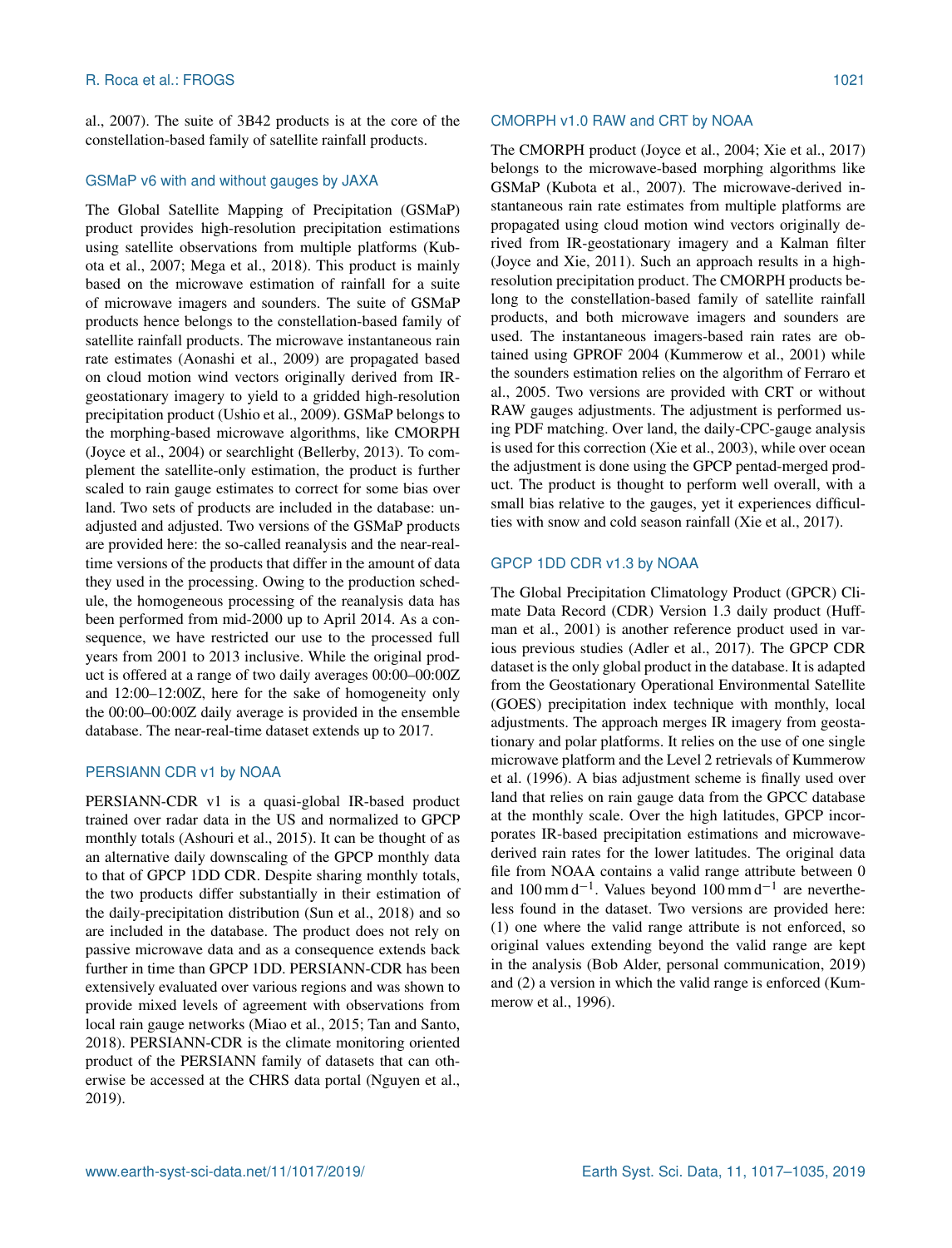al., 2007). The suite of 3B42 products is at the core of the constellation-based family of satellite rainfall products.

### GSMaP v6 with and without gauges by JAXA

The Global Satellite Mapping of Precipitation (GSMaP) product provides high-resolution precipitation estimations using satellite observations from multiple platforms (Kubota et al., 2007; Mega et al., 2018). This product is mainly based on the microwave estimation of rainfall for a suite of microwave imagers and sounders. The suite of GSMaP products hence belongs to the constellation-based family of satellite rainfall products. The microwave instantaneous rain rate estimates (Aonashi et al., 2009) are propagated based on cloud motion wind vectors originally derived from IR-geostationary imagery to yield to a gridded high-resolution precipitation product (Ushio et al., 2009). GSMaP belongs to the morphing-based microwave algorithms, like CMORPH (Joyce et al., 2004) or searchlight (Bellerby, 2013). To complement the satellite-only estimation, the product is further scaled to rain gauge estimates to correct for some bias over land. Two sets of products are included in the database: unadjusted and adjusted. Two versions of the GSMaP products are provided here: the so-called reanalysis and the near-real-time versions of the products that differ in the amount of data they used in the processing. Owing to the production schedule, the homogeneous processing of the reanalysis data has been performed from mid-2000 up to April 2014. As a consequence, we have restricted our use to the processed full years from 2001 to 2013 inclusive. While the original product is offered at a range of two daily averages 00:00–00:00Z and 12:00–12:00Z, here for the sake of homogeneity only the 00:00–00:00Z daily average is provided in the ensemble database. The near-real-time dataset extends up to 2017.

### PERSIANN CDR v1 by NOAA

PERSIANN-CDR v1 is a quasi-global IR-based product trained over radar data in the US and normalized to GPCP monthly totals (Ashouri et al., 2015). It can be thought of as an alternative daily downscaling of the GPCP monthly data to that of GPCP 1DD CDR. Despite sharing monthly totals, the two products differ substantially in their estimation of the daily-precipitation distribution (Sun et al., 2018) and so are included in the database. The product does not rely on passive microwave data and as a consequence extends back further in time than GPCP 1DD. PERSIANN-CDR has been extensively evaluated over various regions and was shown to provide mixed levels of agreement with observations from local rain gauge networks (Miao et al., 2015; Tan and Santo, 2018). PERSIANN-CDR is the climate monitoring oriented product of the PERSIANN family of datasets that can otherwise be accessed at the CHRS data portal (Nguyen et al., 2019).

### CMORPH v1.0 RAW and CRT by NOAA

The CMORPH product (Joyce et al., 2004; Xie et al., 2017) belongs to the microwave-based morphing algorithms like GSMaP (Kubota et al., 2007). The microwave-derived instantaneous rain rate estimates from multiple platforms are propagated using cloud motion wind vectors originally derived from IR-geostationary imagery and a Kalman filter (Joyce and Xie, 2011). Such an approach results in a high-resolution precipitation product. The CMORPH products belong to the constellation-based family of satellite rainfall products, and both microwave imagers and sounders are used. The instantaneous imagers-based rain rates are obtained using GPROF 2004 (Kummerow et al., 2001) while the sounders estimation relies on the algorithm of Ferraro et al., 2005. Two versions are provided with CRT or without RAW gauges adjustments. The adjustment is performed using PDF matching. Over land, the daily-CPC-gauge analysis is used for this correction (Xie et al., 2003), while over ocean the adjustment is done using the GPCP pentad-merged product. The product is thought to perform well overall, with a small bias relative to the gauges, yet it experiences difficulties with snow and cold season rainfall (Xie et al., 2017).

### GPCP 1DD CDR v1.3 by NOAA

The Global Precipitation Climatology Product (GPCR) Climate Data Record (CDR) Version 1.3 daily product (Huffman et al., 2001) is another reference product used in various previous studies (Adler et al., 2017). The GPCP CDR dataset is the only global product in the database. It is adapted from the Geostationary Operational Environmental Satellite (GOES) precipitation index technique with monthly, local adjustments. The approach merges IR imagery from geostationary and polar platforms. It relies on the use of one single microwave platform and the Level 2 retrievals of Kummerow et al. (1996). A bias adjustment scheme is finally used over land that relies on rain gauge data from the GPCC database at the monthly scale. Over the high latitudes, GPCP incorporates IR-based precipitation estimations and microwave-derived rain rates for the lower latitudes. The original data file from NOAA contains a valid range attribute between 0 and $100\,\mathrm{mm\,d^{-1}}$. Values beyond $100\,\mathrm{mm\,d^{-1}}$ are nevertheless found in the dataset. Two versions are provided here: (1) one where the valid range attribute is not enforced, so original values extending beyond the valid range are kept in the analysis (Bob Alder, personal communication, 2019) and (2) a version in which the valid range is enforced (Kummerow et al., 1996).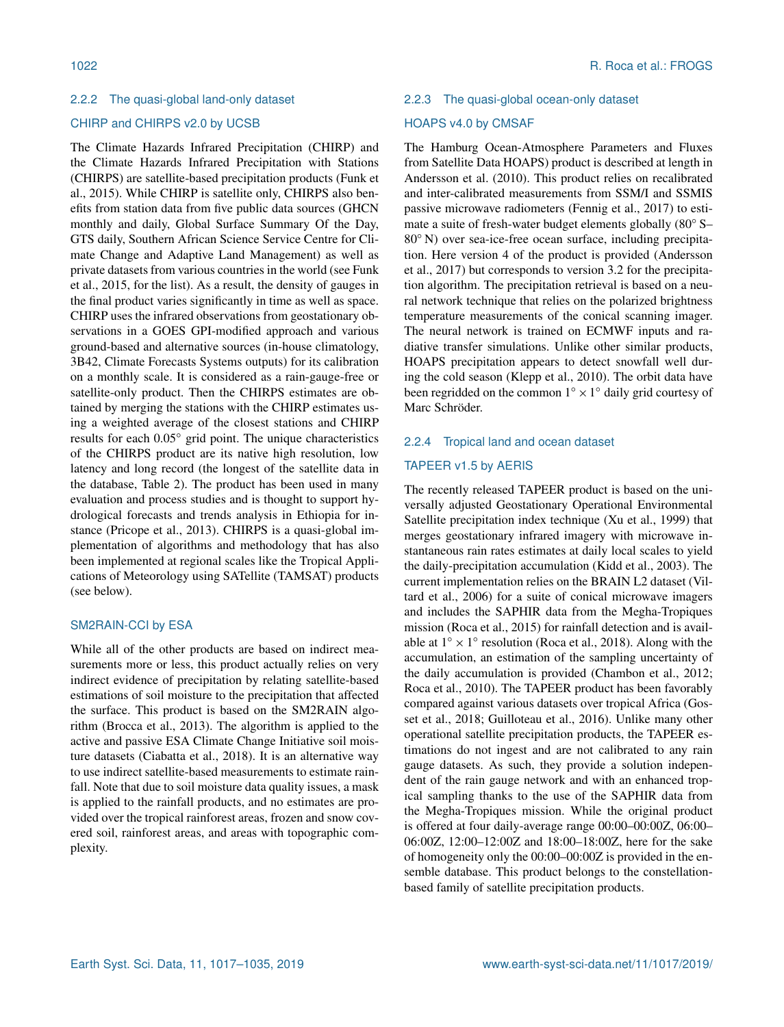### 2.2.2 The quasi-global land-only dataset

#### CHIRP and CHIRPS v2.0 by UCSB

The Climate Hazards Infrared Precipitation (CHIRP) and the Climate Hazards Infrared Precipitation with Stations (CHIRPS) are satellite-based precipitation products (Funk et al., 2015). While CHIRP is satellite only, CHIRPS also benefits from station data from five public data sources (GHCN monthly and daily, Global Surface Summary Of the Day, GTS daily, Southern African Science Service Centre for Climate Change and Adaptive Land Management) as well as private datasets from various countries in the world (see Funk et al., 2015, for the list). As a result, the density of gauges in the final product varies significantly in time as well as space. CHIRP uses the infrared observations from geostationary observations in a GOES GPI-modified approach and various ground-based and alternative sources (in-house climatology, 3B42, Climate Forecasts Systems outputs) for its calibration on a monthly scale. It is considered as a rain-gauge-free or satellite-only product. Then the CHIRPS estimates are obtained by merging the stations with the CHIRP estimates using a weighted average of the closest stations and CHIRP results for each 0.05° grid point. The unique characteristics of the CHIRPS product are its native high resolution, low latency and long record (the longest of the satellite data in the database, Table 2). The product has been used in many evaluation and process studies and is thought to support hydrological forecasts and trends analysis in Ethiopia for instance (Pricope et al., 2013). CHIRPS is a quasi-global implementation of algorithms and methodology that has also been implemented at regional scales like the Tropical Applications of Meteorology using SATellite (TAMSAT) products (see below).

#### SM2RAIN-CCI by ESA

While all of the other products are based on indirect measurements more or less, this product actually relies on very indirect evidence of precipitation by relating satellite-based estimations of soil moisture to the precipitation that affected the surface. This product is based on the SM2RAIN algorithm (Brocca et al., 2013). The algorithm is applied to the active and passive ESA Climate Change Initiative soil moisture datasets (Ciabatta et al., 2018). It is an alternative way to use indirect satellite-based measurements to estimate rainfall. Note that due to soil moisture data quality issues, a mask is applied to the rainfall products, and no estimates are provided over the tropical rainforest areas, frozen and snow covered soil, rainforest areas, and areas with topographic complexity.

### 2.2.3 The quasi-global ocean-only dataset

#### HOAPS v4.0 by CMSAF

The Hamburg Ocean-Atmosphere Parameters and Fluxes from Satellite Data HOAPS) product is described at length in Andersson et al. (2010). This product relies on recalibrated and inter-calibrated measurements from SSM/I and SSMIS passive microwave radiometers (Fennig et al., 2017) to estimate a suite of fresh-water budget elements globally (80° S–80° N) over sea-ice-free ocean surface, including precipitation. Here version 4 of the product is provided (Andersson et al., 2017) but corresponds to version 3.2 for the precipitation algorithm. The precipitation retrieval is based on a neural network technique that relies on the polarized brightness temperature measurements of the conical scanning imager. The neural network is trained on ECMWF inputs and radiative transfer simulations. Unlike other similar products, HOAPS precipitation appears to detect snowfall well during the cold season (Klepp et al., 2010). The orbit data have been regridded on the common $1° \times 1°$ daily grid courtesy of Marc Schröder.

### 2.2.4 Tropical land and ocean dataset

#### TAPEER v1.5 by AERIS

The recently released TAPEER product is based on the universally adjusted Geostationary Operational Environmental Satellite precipitation index technique (Xu et al., 1999) that merges geostationary infrared imagery with microwave instantaneous rain rates estimates at daily local scales to yield the daily-precipitation accumulation (Kidd et al., 2003). The current implementation relies on the BRAIN L2 dataset (Viltard et al., 2006) for a suite of conical microwave imagers and includes the SAPHIR data from the Megha-Tropiques mission (Roca et al., 2015) for rainfall detection and is available at $1° \times 1°$ resolution (Roca et al., 2018). Along with the accumulation, an estimation of the sampling uncertainty of the daily accumulation is provided (Chambon et al., 2012; Roca et al., 2010). The TAPEER product has been favorably compared against various datasets over tropical Africa (Gosset et al., 2018; Guilloteau et al., 2016). Unlike many other operational satellite precipitation products, the TAPEER estimations do not ingest and are not calibrated to any rain gauge datasets. As such, they provide a solution independent of the rain gauge network and with an enhanced tropical sampling thanks to the use of the SAPHIR data from the Megha-Tropiques mission. While the original product is offered at four daily-average range 00:00–00:00Z, 06:00–06:00Z, 12:00–12:00Z and 18:00–18:00Z, here for the sake of homogeneity only the 00:00–00:00Z is provided in the ensemble database. This product belongs to the constellation-based family of satellite precipitation products.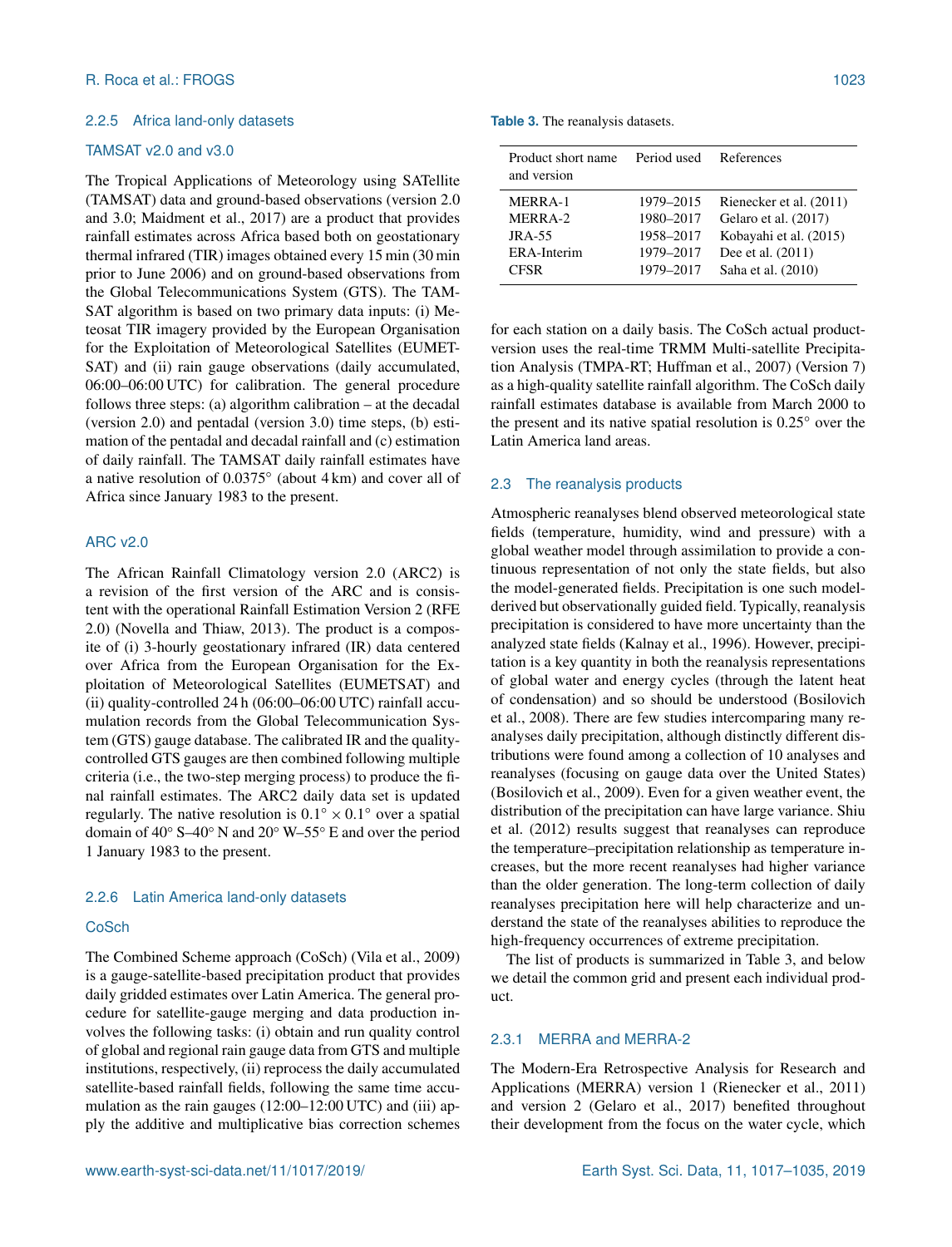#### 2.2.5 Africa land-only datasets

##### TAMSAT v2.0 and v3.0

The Tropical Applications of Meteorology using SATellite (TAMSAT) data and ground-based observations (version 2.0 and 3.0; Maidment et al., 2017) are a product that provides rainfall estimates across Africa based both on geostationary thermal infrared (TIR) images obtained every 15 min (30 min prior to June 2006) and on ground-based observations from the Global Telecommunications System (GTS). The TAMSAT algorithm is based on two primary data inputs: (i) Meteosat TIR imagery provided by the European Organisation for the Exploitation of Meteorological Satellites (EUMETSAT) and (ii) rain gauge observations (daily accumulated, 06:00–06:00 UTC) for calibration. The general procedure follows three steps: (a) algorithm calibration – at the decadal (version 2.0) and pentadal (version 3.0) time steps, (b) estimation of the pentadal and decadal rainfall and (c) estimation of daily rainfall. The TAMSAT daily rainfall estimates have a native resolution of 0.0375° (about 4 km) and cover all of Africa since January 1983 to the present.

##### ARC v2.0

The African Rainfall Climatology version 2.0 (ARC2) is a revision of the first version of the ARC and is consistent with the operational Rainfall Estimation Version 2 (RFE 2.0) (Novella and Thiaw, 2013). The product is a composite of (i) 3-hourly geostationary infrared (IR) data centered over Africa from the European Organisation for the Exploitation of Meteorological Satellites (EUMETSAT) and (ii) quality-controlled 24 h (06:00–06:00 UTC) rainfall accumulation records from the Global Telecommunication System (GTS) gauge database. The calibrated IR and the quality-controlled GTS gauges are then combined following multiple criteria (i.e., the two-step merging process) to produce the final rainfall estimates. The ARC2 daily data set is updated regularly. The native resolution is $0.1° \times 0.1°$ over a spatial domain of 40° S–40° N and 20° W–55° E and over the period 1 January 1983 to the present.

#### 2.2.6 Latin America land-only datasets

##### CoSch

The Combined Scheme approach (CoSch) (Vila et al., 2009) is a gauge-satellite-based precipitation product that provides daily gridded estimates over Latin America. The general procedure for satellite-gauge merging and data production involves the following tasks: (i) obtain and run quality control of global and regional rain gauge data from GTS and multiple institutions, respectively, (ii) reprocess the daily accumulated satellite-based rainfall fields, following the same time accumulation as the rain gauges (12:00–12:00 UTC) and (iii) apply the additive and multiplicative bias correction schemes for each station on a daily basis. The CoSch actual product-version uses the real-time TRMM Multi-satellite Precipitation Analysis (TMPA-RT; Huffman et al., 2007) (Version 7) as a high-quality satellite rainfall algorithm. The CoSch daily rainfall estimates database is available from March 2000 to the present and its native spatial resolution is 0.25° over the Latin America land areas.

**Table 3.** The reanalysis datasets.

| Product short name and version | Period used | References |
|---|---|---|
| MERRA-1 | 1979–2015 | Rienecker et al. (2011) |
| MERRA-2 | 1980–2017 | Gelaro et al. (2017) |
| JRA-55 | 1958–2017 | Kobayahi et al. (2015) |
| ERA-Interim | 1979–2017 | Dee et al. (2011) |
| CFSR | 1979–2017 | Saha et al. (2010) |

### 2.3 The reanalysis products

Atmospheric reanalyses blend observed meteorological state fields (temperature, humidity, wind and pressure) with a global weather model through assimilation to provide a continuous representation of not only the state fields, but also the model-generated fields. Precipitation is one such model-derived but observationally guided field. Typically, reanalysis precipitation is considered to have more uncertainty than the analyzed state fields (Kalnay et al., 1996). However, precipitation is a key quantity in both the reanalysis representations of global water and energy cycles (through the latent heat of condensation) and so should be understood (Bosilovich et al., 2008). There are few studies intercomparing many reanalyses daily precipitation, although distinctly different distributions were found among a collection of 10 analyses and reanalyses (focusing on gauge data over the United States) (Bosilovich et al., 2009). Even for a given weather event, the distribution of the precipitation can have large variance. Shiu et al. (2012) results suggest that reanalyses can reproduce the temperature–precipitation relationship as temperature increases, but the more recent reanalyses had higher variance than the older generation. The long-term collection of daily reanalyses precipitation here will help characterize and understand the state of the reanalyses abilities to reproduce the high-frequency occurrences of extreme precipitation.

The list of products is summarized in Table 3, and below we detail the common grid and present each individual product.

#### 2.3.1 MERRA and MERRA-2

The Modern-Era Retrospective Analysis for Research and Applications (MERRA) version 1 (Rienecker et al., 2011) and version 2 (Gelaro et al., 2017) benefited throughout their development from the focus on the water cycle, which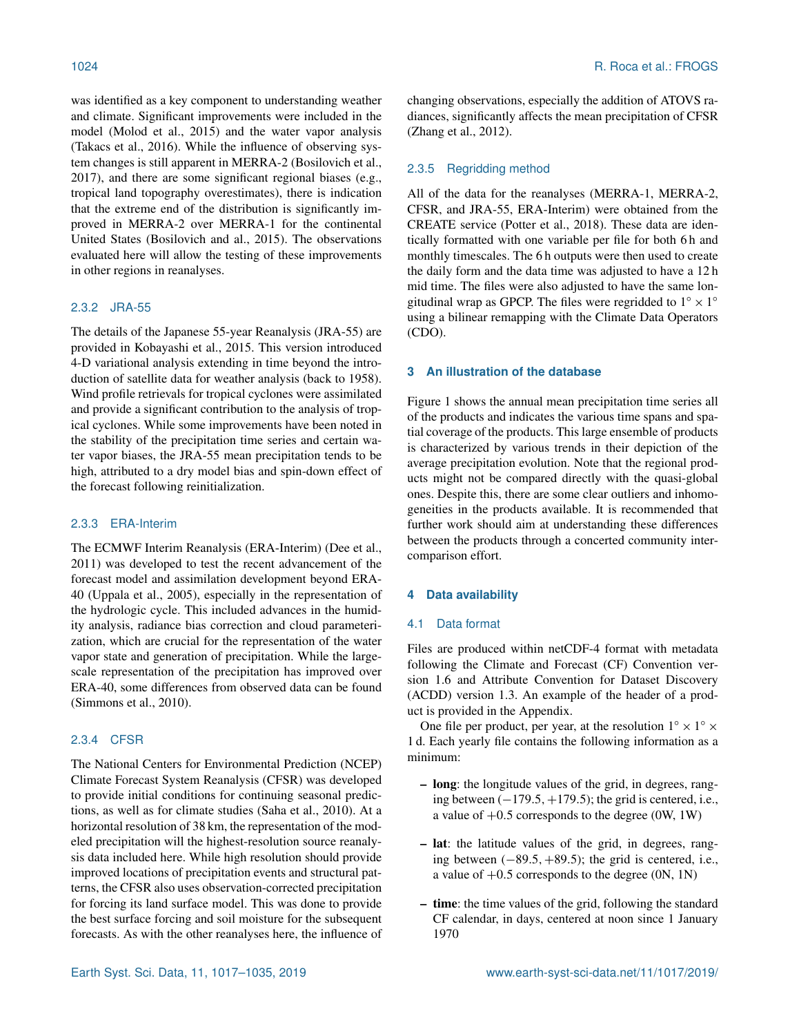was identified as a key component to understanding weather and climate. Significant improvements were included in the model (Molod et al., 2015) and the water vapor analysis (Takacs et al., 2016). While the influence of observing system changes is still apparent in MERRA-2 (Bosilovich et al., 2017), and there are some significant regional biases (e.g., tropical land topography overestimates), there is indication that the extreme end of the distribution is significantly improved in MERRA-2 over MERRA-1 for the continental United States (Bosilovich and al., 2015). The observations evaluated here will allow the testing of these improvements in other regions in reanalyses.

#### 2.3.2 JRA-55

The details of the Japanese 55-year Reanalysis (JRA-55) are provided in Kobayashi et al., 2015. This version introduced 4-D variational analysis extending in time beyond the introduction of satellite data for weather analysis (back to 1958). Wind profile retrievals for tropical cyclones were assimilated and provide a significant contribution to the analysis of tropical cyclones. While some improvements have been noted in the stability of the precipitation time series and certain water vapor biases, the JRA-55 mean precipitation tends to be high, attributed to a dry model bias and spin-down effect of the forecast following reinitialization.

#### 2.3.3 ERA-Interim

The ECMWF Interim Reanalysis (ERA-Interim) (Dee et al., 2011) was developed to test the recent advancement of the forecast model and assimilation development beyond ERA-40 (Uppala et al., 2005), especially in the representation of the hydrologic cycle. This included advances in the humidity analysis, radiance bias correction and cloud parameterization, which are crucial for the representation of the water vapor state and generation of precipitation. While the large-scale representation of the precipitation has improved over ERA-40, some differences from observed data can be found (Simmons et al., 2010).

#### 2.3.4 CFSR

The National Centers for Environmental Prediction (NCEP) Climate Forecast System Reanalysis (CFSR) was developed to provide initial conditions for continuing seasonal predictions, as well as for climate studies (Saha et al., 2010). At a horizontal resolution of 38 km, the representation of the modeled precipitation will the highest-resolution source reanalysis data included here. While high resolution should provide improved locations of precipitation events and structural patterns, the CFSR also uses observation-corrected precipitation for forcing its land surface model. This was done to provide the best surface forcing and soil moisture for the subsequent forecasts. As with the other reanalyses here, the influence of changing observations, especially the addition of ATOVS radiances, significantly affects the mean precipitation of CFSR (Zhang et al., 2012).

#### 2.3.5 Regridding method

All of the data for the reanalyses (MERRA-1, MERRA-2, CFSR, and JRA-55, ERA-Interim) were obtained from the CREATE service (Potter et al., 2018). These data are identically formatted with one variable per file for both 6 h and monthly timescales. The 6 h outputs were then used to create the daily form and the data time was adjusted to have a 12 h mid time. The files were also adjusted to have the same longitudinal wrap as GPCP. The files were regridded to $1^\circ \times 1^\circ$ using a bilinear remapping with the Climate Data Operators (CDO).

## 3 An illustration of the database

Figure 1 shows the annual mean precipitation time series all of the products and indicates the various time spans and spatial coverage of the products. This large ensemble of products is characterized by various trends in their depiction of the average precipitation evolution. Note that the regional products might not be compared directly with the quasi-global ones. Despite this, there are some clear outliers and inhomogeneities in the products available. It is recommended that further work should aim at understanding these differences between the products through a concerted community intercomparison effort.

## 4 Data availability

### 4.1 Data format

Files are produced within netCDF-4 format with metadata following the Climate and Forecast (CF) Convention version 1.6 and Attribute Convention for Dataset Discovery (ACDD) version 1.3. An example of the header of a product is provided in the Appendix.

One file per product, per year, at the resolution $1^\circ \times 1^\circ \times 1$ d. Each yearly file contains the following information as a minimum:

- **long**: the longitude values of the grid, in degrees, ranging between $(-179.5, +179.5)$; the grid is centered, i.e., a value of $+0.5$ corresponds to the degree (0W, 1W)
- **lat**: the latitude values of the grid, in degrees, ranging between $(-89.5, +89.5)$; the grid is centered, i.e., a value of $+0.5$ corresponds to the degree (0N, 1N)
- **time**: the time values of the grid, following the standard CF calendar, in days, centered at noon since 1 January 1970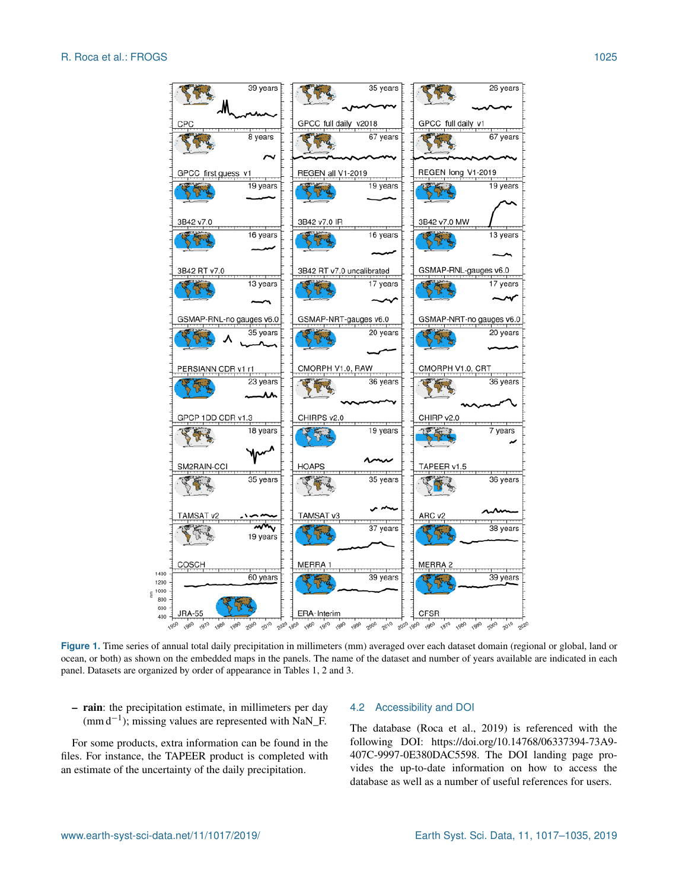**Figure 1.** Time series of annual total daily precipitation in millimeters (mm) averaged over each dataset domain (regional or global, land or ocean, or both) as shown on the embedded maps in the panels. The name of the dataset and number of years available are indicated in each panel. Datasets are organized by order of appearance in Tables 1, 2 and 3.

– **rain**: the precipitation estimate, in millimeters per day ($\mathrm{mm\,d^{-1}}$); missing values are represented with NaN_F.

For some products, extra information can be found in the files. For instance, the TAPEER product is completed with an estimate of the uncertainty of the daily precipitation.

## 4.2 Accessibility and DOI

The database (Roca et al., 2019) is referenced with the following DOI: https://doi.org/10.14768/06337394-73A9-407C-9997-0E380DAC5598. The DOI landing page provides the up-to-date information on how to access the database as well as a number of useful references for users.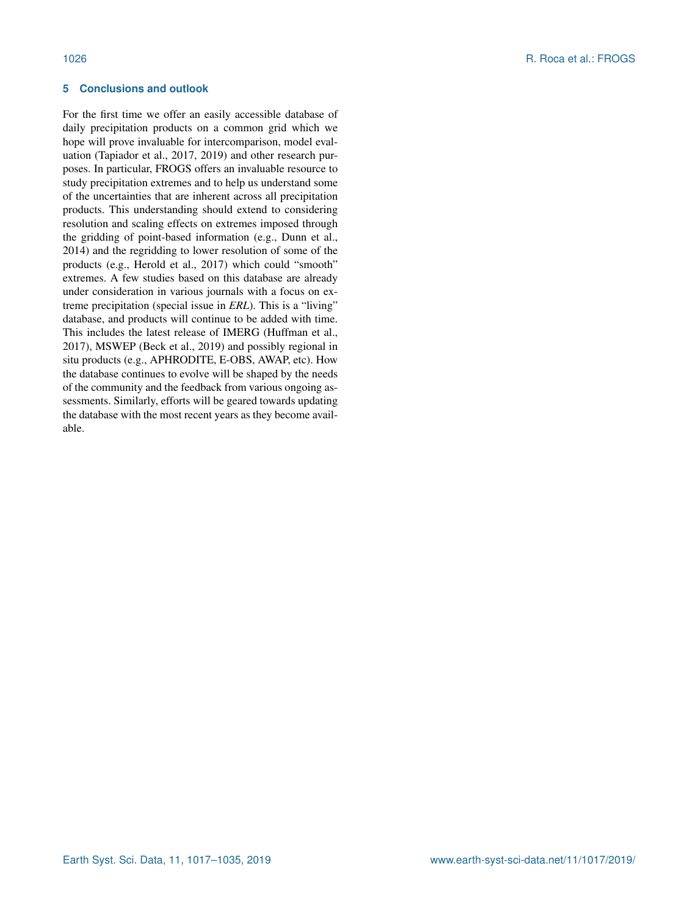## 5 Conclusions and outlook

For the first time we offer an easily accessible database of daily precipitation products on a common grid which we hope will prove invaluable for intercomparison, model evaluation (Tapiador et al., 2017, 2019) and other research purposes. In particular, FROGS offers an invaluable resource to study precipitation extremes and to help us understand some of the uncertainties that are inherent across all precipitation products. This understanding should extend to considering resolution and scaling effects on extremes imposed through the gridding of point-based information (e.g., Dunn et al., 2014) and the regridding to lower resolution of some of the products (e.g., Herold et al., 2017) which could "smooth" extremes. A few studies based on this database are already under consideration in various journals with a focus on extreme precipitation (special issue in *ERL*). This is a "living" database, and products will continue to be added with time. This includes the latest release of IMERG (Huffman et al., 2017), MSWEP (Beck et al., 2019) and possibly regional in situ products (e.g., APHRODITE, E-OBS, AWAP, etc). How the database continues to evolve will be shaped by the needs of the community and the feedback from various ongoing assessments. Similarly, efforts will be geared towards updating the database with the most recent years as they become available.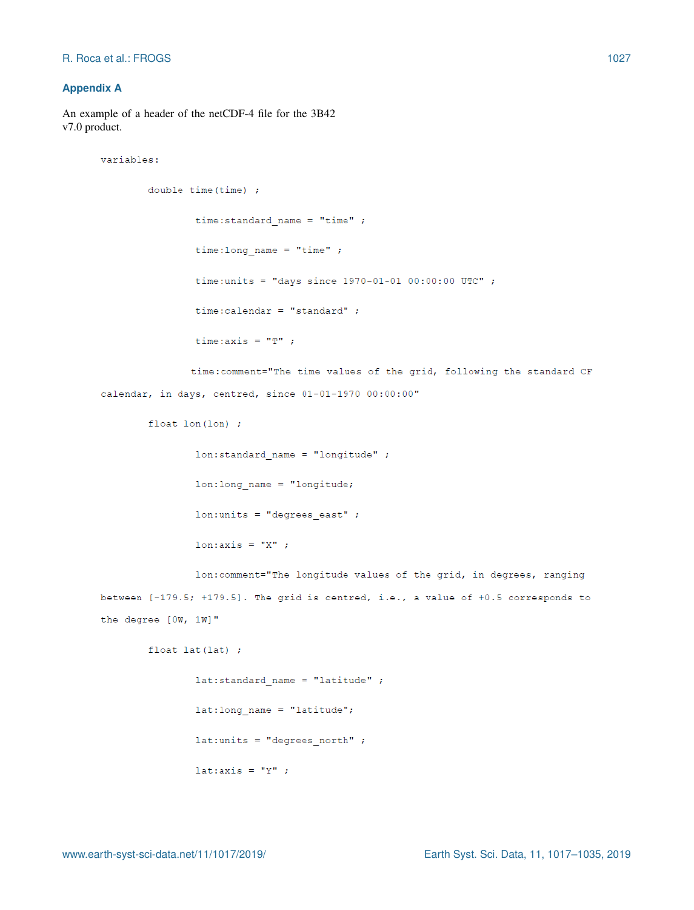## Appendix A

An example of a header of the netCDF-4 file for the 3B42 v7.0 product.

```
variables:

        double time(time) ;

                time:standard_name = "time" ;

                time:long_name = "time" ;

                time:units = "days since 1970-01-01 00:00:00 UTC" ;

                time:calendar = "standard" ;

                time:axis = "T" ;

               time:comment="The time values of the grid, following the standard CF
calendar, in days, centred, since 01-01-1970 00:00:00"

        float lon(lon) ;

                lon:standard_name = "longitude" ;

                lon:long_name = "longitude;

                lon:units = "degrees_east" ;

                lon:axis = "X" ;

                lon:comment="The longitude values of the grid, in degrees, ranging
between [-179.5; +179.5]. The grid is centred, i.e., a value of +0.5 corresponds to
the degree [0W, 1W]"

        float lat(lat) ;

                lat:standard_name = "latitude" ;

                lat:long_name = "latitude";

                lat:units = "degrees_north" ;

                lat:axis = "Y" ;
```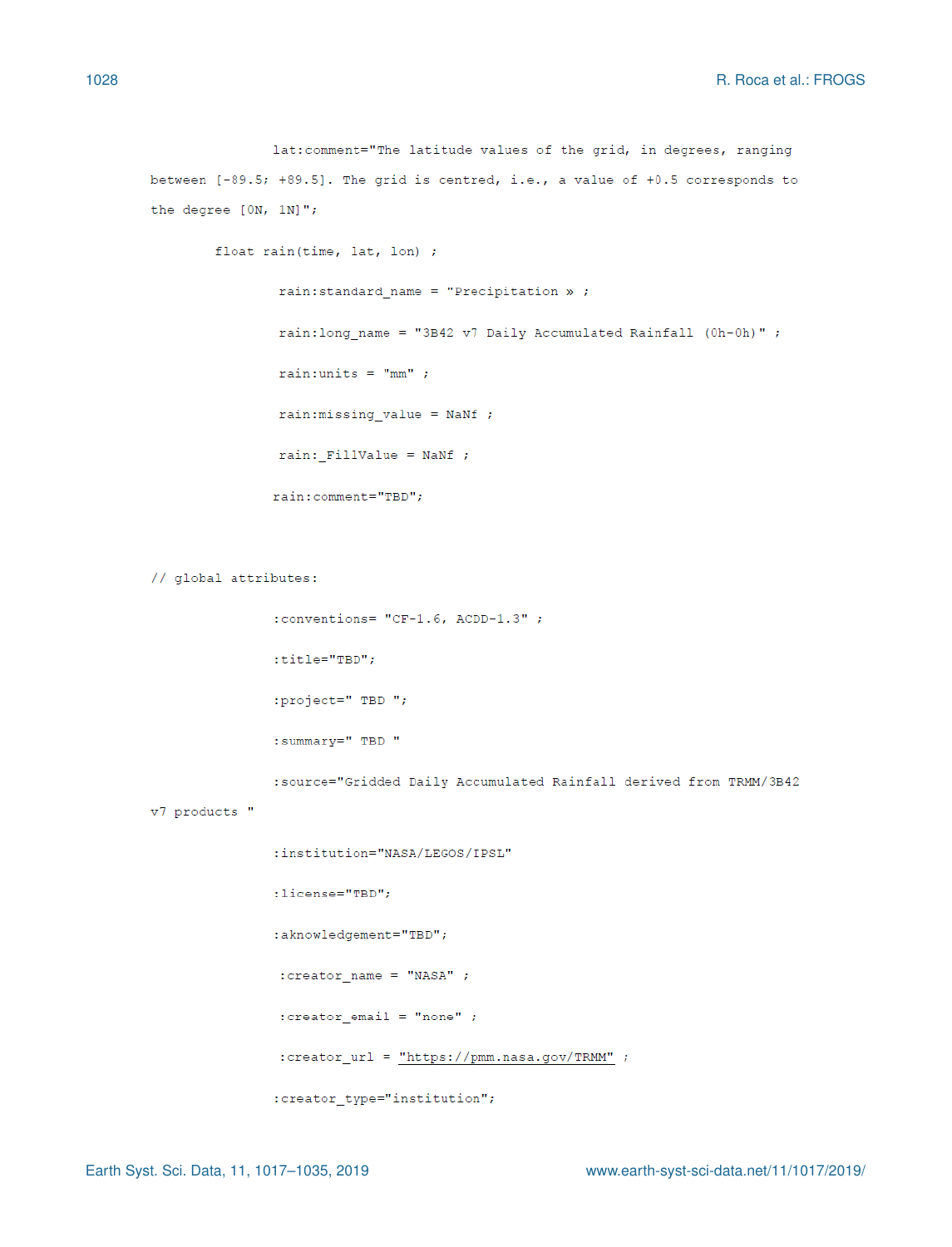```
                lat:comment="The latitude values of the grid, in degrees, ranging
between [-89.5; +89.5]. The grid is centred, i.e., a value of +0.5 corresponds to
the degree [0N, 1N]";

        float rain(time, lat, lon) ;

                rain:standard_name = "Precipitation » ;

                rain:long_name = "3B42 v7 Daily Accumulated Rainfall (0h-0h)" ;

                rain:units = "mm" ;

                rain:missing_value = NaNf ;

                rain:_FillValue = NaNf ;

                rain:comment="TBD";


// global attributes:

                :conventions= "CF-1.6, ACDD-1.3" ;

                :title="TBD";

                :project=" TBD ";

                :summary=" TBD "

                :source="Gridded Daily Accumulated Rainfall derived from TRMM/3B42
v7 products "

                :institution="NASA/LEGOS/IPSL"

                :license="TBD";

                :aknowledgement="TBD";

                :creator_name = "NASA" ;

                :creator_email = "none" ;

                :creator_url = "https://pmm.nasa.gov/TRMM" ;

                :creator_type="institution";
```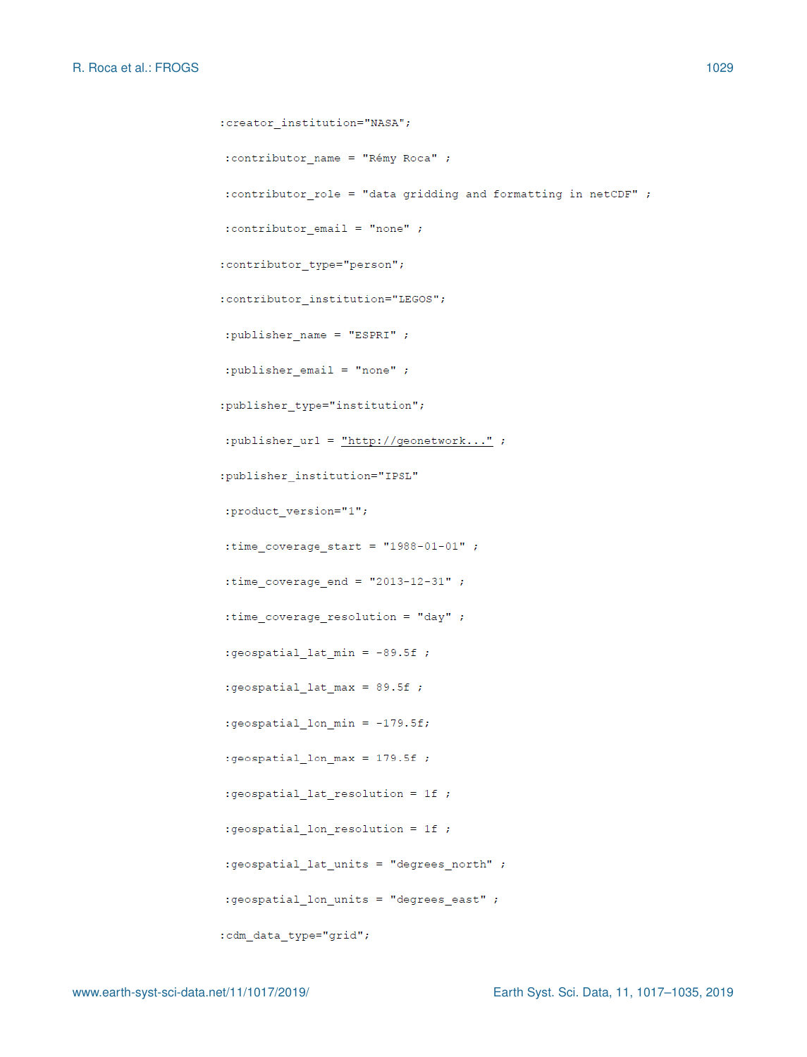```
:creator_institution="NASA";

:contributor_name = "Rémy Roca" ;

:contributor_role = "data gridding and formatting in netCDF" ;

:contributor_email = "none" ;

:contributor_type="person";

:contributor_institution="LEGOS";

:publisher_name = "ESPRI" ;

:publisher_email = "none" ;

:publisher_type="institution";

:publisher_url = "http://geonetwork..." ;

:publisher_institution="IPSL"

:product_version="1";

:time_coverage_start = "1988-01-01" ;

:time_coverage_end = "2013-12-31" ;

:time_coverage_resolution = "day" ;

:geospatial_lat_min = -89.5f ;

:geospatial_lat_max = 89.5f ;

:geospatial_lon_min = -179.5f;

:geospatial_lon_max = 179.5f ;

:geospatial_lat_resolution = 1f ;

:geospatial_lon_resolution = 1f ;

:geospatial_lat_units = "degrees_north" ;

:geospatial_lon_units = "degrees_east" ;

:cdm_data_type="grid";
```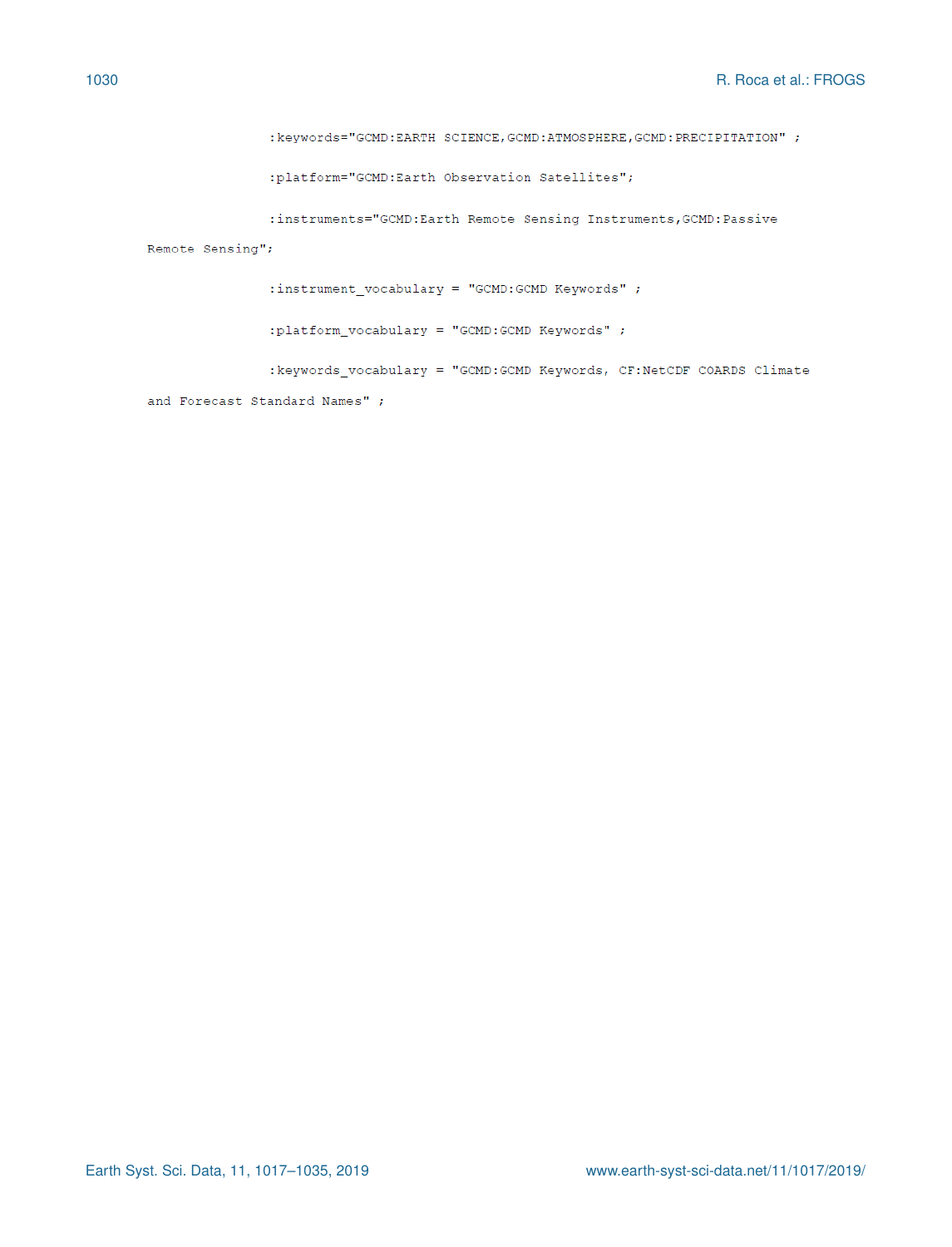```
                :keywords="GCMD:EARTH SCIENCE,GCMD:ATMOSPHERE,GCMD:PRECIPITATION" ;

                :platform="GCMD:Earth Observation Satellites";

                :instruments="GCMD:Earth Remote Sensing Instruments,GCMD:Passive
Remote Sensing";

                :instrument_vocabulary = "GCMD:GCMD Keywords" ;

                :platform_vocabulary = "GCMD:GCMD Keywords" ;

                :keywords_vocabulary = "GCMD:GCMD Keywords, CF:NetCDF COARDS Climate
and Forecast Standard Names" ;
```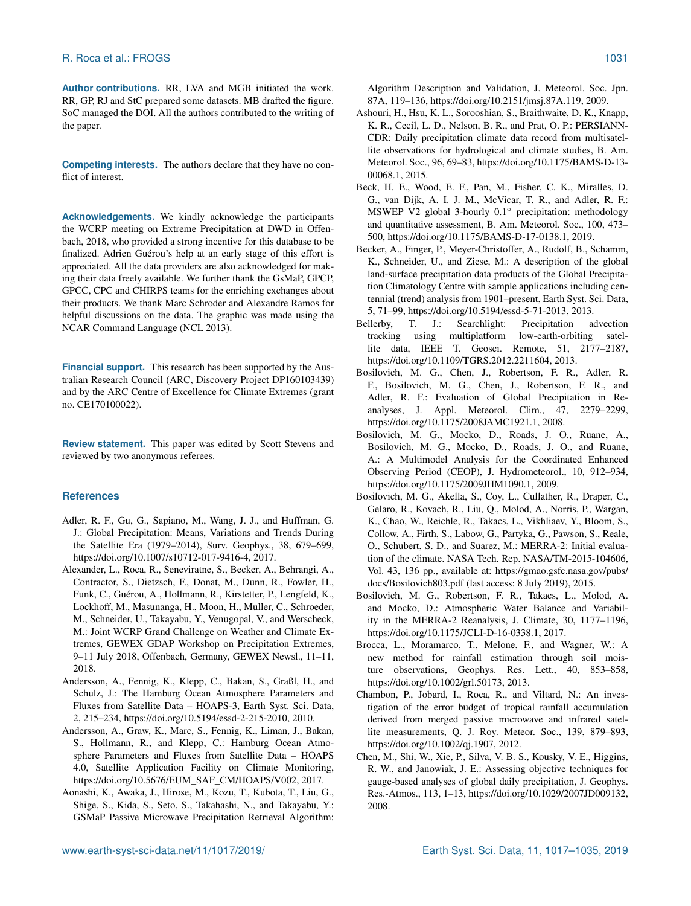**Author contributions.** RR, LVA and MGB initiated the work. RR, GP, RJ and StC prepared some datasets. MB drafted the figure. SoC managed the DOI. All the authors contributed to the writing of the paper.

**Competing interests.** The authors declare that they have no conflict of interest.

**Acknowledgements.** We kindly acknowledge the participants the WCRP meeting on Extreme Precipitation at DWD in Offenbach, 2018, who provided a strong incentive for this database to be finalized. Adrien Guérou's help at an early stage of this effort is appreciated. All the data providers are also acknowledged for making their data freely available. We further thank the GsMaP, GPCP, GPCC, CPC and CHIRPS teams for the enriching exchanges about their products. We thank Marc Schroder and Alexandre Ramos for helpful discussions on the data. The graphic was made using the NCAR Command Language (NCL 2013).

**Financial support.** This research has been supported by the Australian Research Council (ARC, Discovery Project DP160103439) and by the ARC Centre of Excellence for Climate Extremes (grant no. CE170100022).

**Review statement.** This paper was edited by Scott Stevens and reviewed by two anonymous referees.

## References

Adler, R. F., Gu, G., Sapiano, M., Wang, J. J., and Huffman, G. J.: Global Precipitation: Means, Variations and Trends During the Satellite Era (1979–2014), Surv. Geophys., 38, 679–699, https://doi.org/10.1007/s10712-017-9416-4, 2017.

Alexander, L., Roca, R., Seneviratne, S., Becker, A., Behrangi, A., Contractor, S., Dietzsch, F., Donat, M., Dunn, R., Fowler, H., Funk, C., Guérou, A., Hollmann, R., Kirstetter, P., Lengfeld, K., Lockhoff, M., Masunanga, H., Moon, H., Muller, C., Schroeder, M., Schneider, U., Takayabu, Y., Venugopal, V., and Werscheck, M.: Joint WCRP Grand Challenge on Weather and Climate Extremes, GEWEX GDAP Workshop on Precipitation Extremes, 9–11 July 2018, Offenbach, Germany, GEWEX Newsl., 11–11, 2018.

Andersson, A., Fennig, K., Klepp, C., Bakan, S., Graßl, H., and Schulz, J.: The Hamburg Ocean Atmosphere Parameters and Fluxes from Satellite Data – HOAPS-3, Earth Syst. Sci. Data, 2, 215–234, https://doi.org/10.5194/essd-2-215-2010, 2010.

Andersson, A., Graw, K., Marc, S., Fennig, K., Liman, J., Bakan, S., Hollmann, R., and Klepp, C.: Hamburg Ocean Atmosphere Parameters and Fluxes from Satellite Data – HOAPS 4.0, Satellite Application Facility on Climate Monitoring, https://doi.org/10.5676/EUM_SAF_CM/HOAPS/V002, 2017.

Aonashi, K., Awaka, J., Hirose, M., Kozu, T., Kubota, T., Liu, G., Shige, S., Kida, S., Seto, S., Takahashi, N., and Takayabu, Y.: GSMaP Passive Microwave Precipitation Retrieval Algorithm: Algorithm Description and Validation, J. Meteorol. Soc. Jpn. 87A, 119–136, https://doi.org/10.2151/jmsj.87A.119, 2009.

Ashouri, H., Hsu, K. L., Sorooshian, S., Braithwaite, D. K., Knapp, K. R., Cecil, L. D., Nelson, B. R., and Prat, O. P.: PERSIANN-CDR: Daily precipitation climate data record from multisatellite observations for hydrological and climate studies, B. Am. Meteorol. Soc., 96, 69–83, https://doi.org/10.1175/BAMS-D-13-00068.1, 2015.

Beck, H. E., Wood, E. F., Pan, M., Fisher, C. K., Miralles, D. G., van Dijk, A. I. J. M., McVicar, T. R., and Adler, R. F.: MSWEP V2 global 3-hourly 0.1° precipitation: methodology and quantitative assessment, B. Am. Meteorol. Soc., 100, 473–500, https://doi.org/10.1175/BAMS-D-17-0138.1, 2019.

Becker, A., Finger, P., Meyer-Christoffer, A., Rudolf, B., Schamm, K., Schneider, U., and Ziese, M.: A description of the global land-surface precipitation data products of the Global Precipitation Climatology Centre with sample applications including centennial (trend) analysis from 1901–present, Earth Syst. Sci. Data, 5, 71–99, https://doi.org/10.5194/essd-5-71-2013, 2013.

Bellerby, T. J.: Searchlight: Precipitation advection tracking using multiplatform low-earth-orbiting satellite data, IEEE T. Geosci. Remote, 51, 2177–2187, https://doi.org/10.1109/TGRS.2012.2211604, 2013.

Bosilovich, M. G., Chen, J., Robertson, F. R., Adler, R. F., Bosilovich, M. G., Chen, J., Robertson, F. R., and Adler, R. F.: Evaluation of Global Precipitation in Reanalyses, J. Appl. Meteorol. Clim., 47, 2279–2299, https://doi.org/10.1175/2008JAMC1921.1, 2008.

Bosilovich, M. G., Mocko, D., Roads, J. O., Ruane, A., Bosilovich, M. G., Mocko, D., Roads, J. O., and Ruane, A.: A Multimodel Analysis for the Coordinated Enhanced Observing Period (CEOP), J. Hydrometeorol., 10, 912–934, https://doi.org/10.1175/2009JHM1090.1, 2009.

Bosilovich, M. G., Akella, S., Coy, L., Cullather, R., Draper, C., Gelaro, R., Kovach, R., Liu, Q., Molod, A., Norris, P., Wargan, K., Chao, W., Reichle, R., Takacs, L., Vikhliaev, Y., Bloom, S., Collow, A., Firth, S., Labow, G., Partyka, G., Pawson, S., Reale, O., Schubert, S. D., and Suarez, M.: MERRA-2: Initial evaluation of the climate. NASA Tech. Rep. NASA/TM-2015-104606, Vol. 43, 136 pp., available at: https://gmao.gsfc.nasa.gov/pubs/docs/Bosilovich803.pdf (last access: 8 July 2019), 2015.

Bosilovich, M. G., Robertson, F. R., Takacs, L., Molod, A. and Mocko, D.: Atmospheric Water Balance and Variability in the MERRA-2 Reanalysis, J. Climate, 30, 1177–1196, https://doi.org/10.1175/JCLI-D-16-0338.1, 2017.

Brocca, L., Moramarco, T., Melone, F., and Wagner, W.: A new method for rainfall estimation through soil moisture observations, Geophys. Res. Lett., 40, 853–858, https://doi.org/10.1002/grl.50173, 2013.

Chambon, P., Jobard, I., Roca, R., and Viltard, N.: An investigation of the error budget of tropical rainfall accumulation derived from merged passive microwave and infrared satellite measurements, Q. J. Roy. Meteor. Soc., 139, 879–893, https://doi.org/10.1002/qj.1907, 2012.

Chen, M., Shi, W., Xie, P., Silva, V. B. S., Kousky, V. E., Higgins, R. W., and Janowiak, J. E.: Assessing objective techniques for gauge-based analyses of global daily precipitation, J. Geophys. Res.-Atmos., 113, 1–13, https://doi.org/10.1029/2007JD009132, 2008.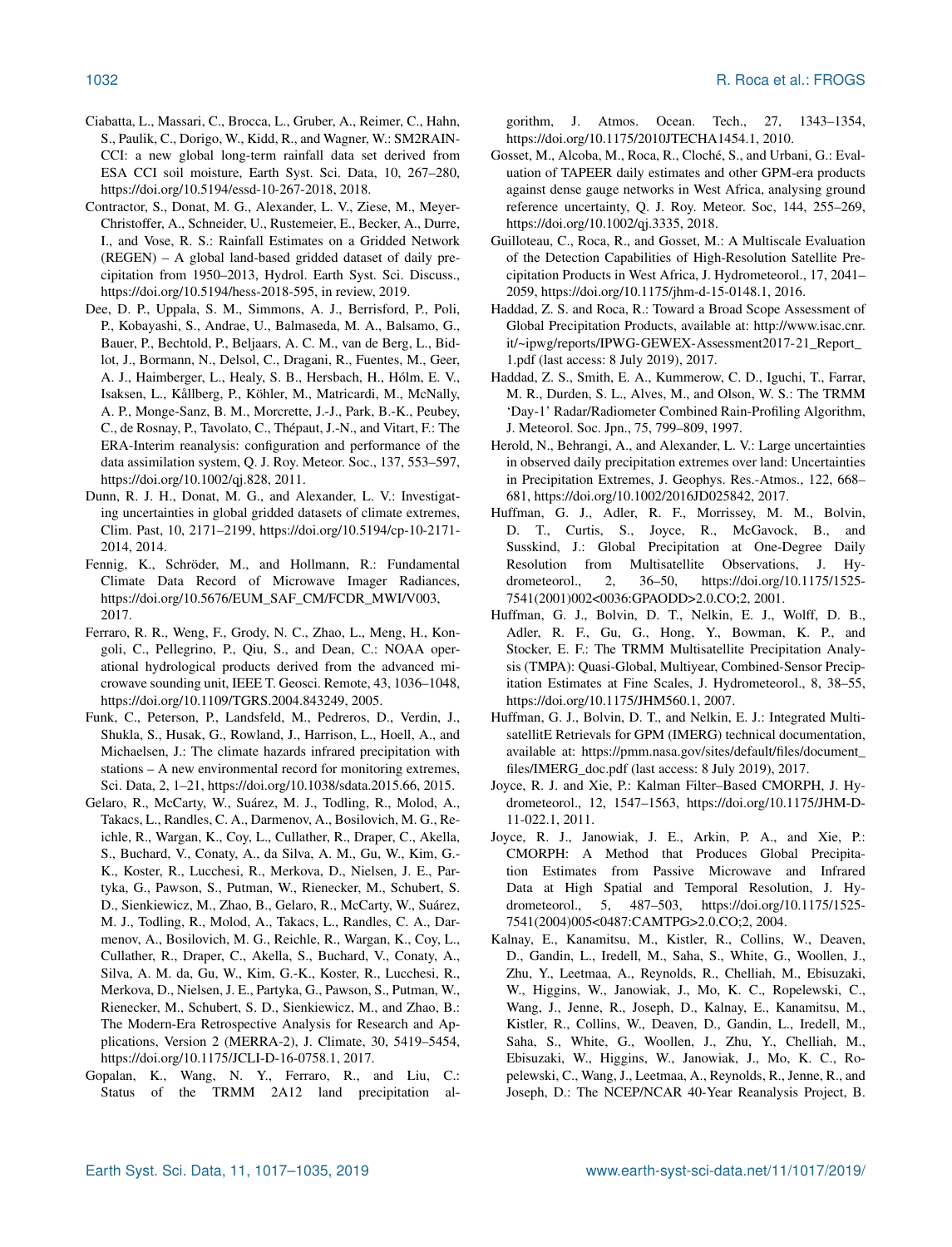Ciabatta, L., Massari, C., Brocca, L., Gruber, A., Reimer, C., Hahn, S., Paulik, C., Dorigo, W., Kidd, R., and Wagner, W.: SM2RAIN-CCI: a new global long-term rainfall data set derived from ESA CCI soil moisture, Earth Syst. Sci. Data, 10, 267–280, https://doi.org/10.5194/essd-10-267-2018, 2018.

Contractor, S., Donat, M. G., Alexander, L. V., Ziese, M., Meyer-Christoffer, A., Schneider, U., Rustemeier, E., Becker, A., Durre, I., and Vose, R. S.: Rainfall Estimates on a Gridded Network (REGEN) – A global land-based gridded dataset of daily precipitation from 1950–2013, Hydrol. Earth Syst. Sci. Discuss., https://doi.org/10.5194/hess-2018-595, in review, 2019.

Dee, D. P., Uppala, S. M., Simmons, A. J., Berrisford, P., Poli, P., Kobayashi, S., Andrae, U., Balmaseda, M. A., Balsamo, G., Bauer, P., Bechtold, P., Beljaars, A. C. M., van de Berg, L., Bidlot, J., Bormann, N., Delsol, C., Dragani, R., Fuentes, M., Geer, A. J., Haimberger, L., Healy, S. B., Hersbach, H., Hólm, E. V., Isaksen, L., Kållberg, P., Köhler, M., Matricardi, M., McNally, A. P., Monge-Sanz, B. M., Morcrette, J.-J., Park, B.-K., Peubey, C., de Rosnay, P., Tavolato, C., Thépaut, J.-N., and Vitart, F.: The ERA-Interim reanalysis: configuration and performance of the data assimilation system, Q. J. Roy. Meteor. Soc., 137, 553–597, https://doi.org/10.1002/qj.828, 2011.

Dunn, R. J. H., Donat, M. G., and Alexander, L. V.: Investigating uncertainties in global gridded datasets of climate extremes, Clim. Past, 10, 2171–2199, https://doi.org/10.5194/cp-10-2171-2014, 2014.

Fennig, K., Schröder, M., and Hollmann, R.: Fundamental Climate Data Record of Microwave Imager Radiances, https://doi.org/10.5676/EUM_SAF_CM/FCDR_MWI/V003, 2017.

Ferraro, R. R., Weng, F., Grody, N. C., Zhao, L., Meng, H., Kongoli, C., Pellegrino, P., Qiu, S., and Dean, C.: NOAA operational hydrological products derived from the advanced microwave sounding unit, IEEE T. Geosci. Remote, 43, 1036–1048, https://doi.org/10.1109/TGRS.2004.843249, 2005.

Funk, C., Peterson, P., Landsfeld, M., Pedreros, D., Verdin, J., Shukla, S., Husak, G., Rowland, J., Harrison, L., Hoell, A., and Michaelsen, J.: The climate hazards infrared precipitation with stations – A new environmental record for monitoring extremes, Sci. Data, 2, 1–21, https://doi.org/10.1038/sdata.2015.66, 2015.

Gelaro, R., McCarty, W., Suárez, M. J., Todling, R., Molod, A., Takacs, L., Randles, C. A., Darmenov, A., Bosilovich, M. G., Reichle, R., Wargan, K., Coy, L., Cullather, R., Draper, C., Akella, S., Buchard, V., Conaty, A., da Silva, A. M., Gu, W., Kim, G.-K., Koster, R., Lucchesi, R., Merkova, D., Nielsen, J. E., Partyka, G., Pawson, S., Putman, W., Rienecker, M., Schubert, S. D., Sienkiewicz, M., Zhao, B., Gelaro, R., McCarty, W., Suárez, M. J., Todling, R., Molod, A., Takacs, L., Randles, C. A., Darmenov, A., Bosilovich, M. G., Reichle, R., Wargan, K., Coy, L., Cullather, R., Draper, C., Akella, S., Buchard, V., Conaty, A., Silva, A. M. da, Gu, W., Kim, G.-K., Koster, R., Lucchesi, R., Merkova, D., Nielsen, J. E., Partyka, G., Pawson, S., Putman, W., Rienecker, M., Schubert, S. D., Sienkiewicz, M., and Zhao, B.: The Modern-Era Retrospective Analysis for Research and Applications, Version 2 (MERRA-2), J. Climate, 30, 5419–5454, https://doi.org/10.1175/JCLI-D-16-0758.1, 2017.

Gopalan, K., Wang, N. Y., Ferraro, R., and Liu, C.: Status of the TRMM 2A12 land precipitation algorithm, J. Atmos. Ocean. Tech., 27, 1343–1354, https://doi.org/10.1175/2010JTECHA1454.1, 2010.

Gosset, M., Alcoba, M., Roca, R., Cloché, S., and Urbani, G.: Evaluation of TAPEER daily estimates and other GPM-era products against dense gauge networks in West Africa, analysing ground reference uncertainty, Q. J. Roy. Meteor. Soc, 144, 255–269, https://doi.org/10.1002/qj.3335, 2018.

Guilloteau, C., Roca, R., and Gosset, M.: A Multiscale Evaluation of the Detection Capabilities of High-Resolution Satellite Precipitation Products in West Africa, J. Hydrometeorol., 17, 2041–2059, https://doi.org/10.1175/jhm-d-15-0148.1, 2016.

Haddad, Z. S. and Roca, R.: Toward a Broad Scope Assessment of Global Precipitation Products, available at: http://www.isac.cnr.it/~ipwg/reports/IPWG-GEWEX-Assessment2017-21_Report_1.pdf (last access: 8 July 2019), 2017.

Haddad, Z. S., Smith, E. A., Kummerow, C. D., Iguchi, T., Farrar, M. R., Durden, S. L., Alves, M., and Olson, W. S.: The TRMM 'Day-1' Radar/Radiometer Combined Rain-Profiling Algorithm, J. Meteorol. Soc. Jpn., 75, 799–809, 1997.

Herold, N., Behrangi, A., and Alexander, L. V.: Large uncertainties in observed daily precipitation extremes over land: Uncertainties in Precipitation Extremes, J. Geophys. Res.-Atmos., 122, 668–681, https://doi.org/10.1002/2016JD025842, 2017.

Huffman, G. J., Adler, R. F., Morrissey, M. M., Bolvin, D. T., Curtis, S., Joyce, R., McGavock, B., and Susskind, J.: Global Precipitation at One-Degree Daily Resolution from Multisatellite Observations, J. Hydrometeorol., 2, 36–50, https://doi.org/10.1175/1525-7541(2001)002<0036:GPAODD>2.0.CO;2, 2001.

Huffman, G. J., Bolvin, D. T., Nelkin, E. J., Wolff, D. B., Adler, R. F., Gu, G., Hong, Y., Bowman, K. P., and Stocker, E. F.: The TRMM Multisatellite Precipitation Analysis (TMPA): Quasi-Global, Multiyear, Combined-Sensor Precipitation Estimates at Fine Scales, J. Hydrometeorol., 8, 38–55, https://doi.org/10.1175/JHM560.1, 2007.

Huffman, G. J., Bolvin, D. T., and Nelkin, E. J.: Integrated MultisatellitE Retrievals for GPM (IMERG) technical documentation, available at: https://pmm.nasa.gov/sites/default/files/document_files/IMERG_doc.pdf (last access: 8 July 2019), 2017.

Joyce, R. J. and Xie, P.: Kalman Filter–Based CMORPH, J. Hydrometeorol., 12, 1547–1563, https://doi.org/10.1175/JHM-D-11-022.1, 2011.

Joyce, R. J., Janowiak, J. E., Arkin, P. A., and Xie, P.: CMORPH: A Method that Produces Global Precipitation Estimates from Passive Microwave and Infrared Data at High Spatial and Temporal Resolution, J. Hydrometeorol., 5, 487–503, https://doi.org/10.1175/1525-7541(2004)005<0487:CAMTPG>2.0.CO;2, 2004.

Kalnay, E., Kanamitsu, M., Kistler, R., Collins, W., Deaven, D., Gandin, L., Iredell, M., Saha, S., White, G., Woollen, J., Zhu, Y., Leetmaa, A., Reynolds, R., Chelliah, M., Ebisuzaki, W., Higgins, W., Janowiak, J., Mo, K. C., Ropelewski, C., Wang, J., Jenne, R., Joseph, D., Kalnay, E., Kanamitsu, M., Kistler, R., Collins, W., Deaven, D., Gandin, L., Iredell, M., Saha, S., White, G., Woollen, J., Zhu, Y., Chelliah, M., Ebisuzaki, W., Higgins, W., Janowiak, J., Mo, K. C., Ropelewski, C., Wang, J., Leetmaa, A., Reynolds, R., Jenne, R., and Joseph, D.: The NCEP/NCAR 40-Year Reanalysis Project, B.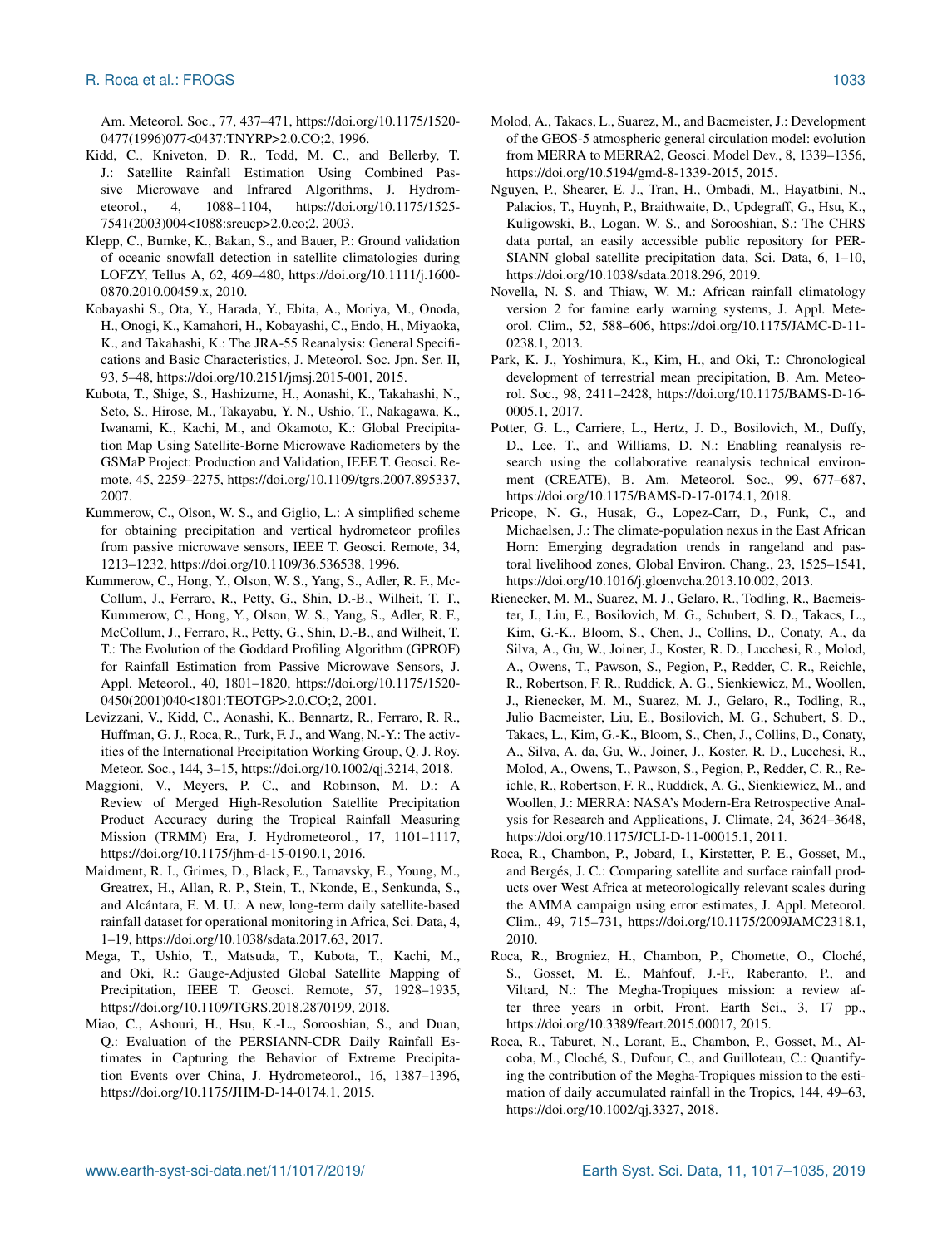Am. Meteorol. Soc., 77, 437–471, https://doi.org/10.1175/1520-0477(1996)077<0437:TNYRP>2.0.CO;2, 1996.

Kidd, C., Kniveton, D. R., Todd, M. C., and Bellerby, T. J.: Satellite Rainfall Estimation Using Combined Passive Microwave and Infrared Algorithms, J. Hydrometeorol., 4, 1088–1104, https://doi.org/10.1175/1525-7541(2003)004<1088:sreucp>2.0.co;2, 2003.

Klepp, C., Bumke, K., Bakan, S., and Bauer, P.: Ground validation of oceanic snowfall detection in satellite climatologies during LOFZY, Tellus A, 62, 469–480, https://doi.org/10.1111/j.1600-0870.2010.00459.x, 2010.

Kobayashi S., Ota, Y., Harada, Y., Ebita, A., Moriya, M., Onoda, H., Onogi, K., Kamahori, H., Kobayashi, C., Endo, H., Miyaoka, K., and Takahashi, K.: The JRA-55 Reanalysis: General Specifications and Basic Characteristics, J. Meteorol. Soc. Jpn. Ser. II, 93, 5–48, https://doi.org/10.2151/jmsj.2015-001, 2015.

Kubota, T., Shige, S., Hashizume, H., Aonashi, K., Takahashi, N., Seto, S., Hirose, M., Takayabu, Y. N., Ushio, T., Nakagawa, K., Iwanami, K., Kachi, M., and Okamoto, K.: Global Precipitation Map Using Satellite-Borne Microwave Radiometers by the GSMaP Project: Production and Validation, IEEE T. Geosci. Remote, 45, 2259–2275, https://doi.org/10.1109/tgrs.2007.895337, 2007.

Kummerow, C., Olson, W. S., and Giglio, L.: A simplified scheme for obtaining precipitation and vertical hydrometeor profiles from passive microwave sensors, IEEE T. Geosci. Remote, 34, 1213–1232, https://doi.org/10.1109/36.536538, 1996.

Kummerow, C., Hong, Y., Olson, W. S., Yang, S., Adler, R. F., McCollum, J., Ferraro, R., Petty, G., Shin, D.-B., Wilheit, T. T., Kummerow, C., Hong, Y., Olson, W. S., Yang, S., Adler, R. F., McCollum, J., Ferraro, R., Petty, G., Shin, D.-B., and Wilheit, T. T.: The Evolution of the Goddard Profiling Algorithm (GPROF) for Rainfall Estimation from Passive Microwave Sensors, J. Appl. Meteorol., 40, 1801–1820, https://doi.org/10.1175/1520-0450(2001)040<1801:TEOTGP>2.0.CO;2, 2001.

Levizzani, V., Kidd, C., Aonashi, K., Bennartz, R., Ferraro, R. R., Huffman, G. J., Roca, R., Turk, F. J., and Wang, N.-Y.: The activities of the International Precipitation Working Group, Q. J. Roy. Meteor. Soc., 144, 3–15, https://doi.org/10.1002/qj.3214, 2018.

Maggioni, V., Meyers, P. C., and Robinson, M. D.: A Review of Merged High-Resolution Satellite Precipitation Product Accuracy during the Tropical Rainfall Measuring Mission (TRMM) Era, J. Hydrometeorol., 17, 1101–1117, https://doi.org/10.1175/jhm-d-15-0190.1, 2016.

Maidment, R. I., Grimes, D., Black, E., Tarnavsky, E., Young, M., Greatrex, H., Allan, R. P., Stein, T., Nkonde, E., Senkunda, S., and Alcántara, E. M. U.: A new, long-term daily satellite-based rainfall dataset for operational monitoring in Africa, Sci. Data, 4, 1–19, https://doi.org/10.1038/sdata.2017.63, 2017.

Mega, T., Ushio, T., Matsuda, T., Kubota, T., Kachi, M., and Oki, R.: Gauge-Adjusted Global Satellite Mapping of Precipitation, IEEE T. Geosci. Remote, 57, 1928–1935, https://doi.org/10.1109/TGRS.2018.2870199, 2018.

Miao, C., Ashouri, H., Hsu, K.-L., Sorooshian, S., and Duan, Q.: Evaluation of the PERSIANN-CDR Daily Rainfall Estimates in Capturing the Behavior of Extreme Precipitation Events over China, J. Hydrometeorol., 16, 1387–1396, https://doi.org/10.1175/JHM-D-14-0174.1, 2015.

Molod, A., Takacs, L., Suarez, M., and Bacmeister, J.: Development of the GEOS-5 atmospheric general circulation model: evolution from MERRA to MERRA2, Geosci. Model Dev., 8, 1339–1356, https://doi.org/10.5194/gmd-8-1339-2015, 2015.

Nguyen, P., Shearer, E. J., Tran, H., Ombadi, M., Hayatbini, N., Palacios, T., Huynh, P., Braithwaite, D., Updegraff, G., Hsu, K., Kuligowski, B., Logan, W. S., and Sorooshian, S.: The CHRS data portal, an easily accessible public repository for PERSIANN global satellite precipitation data, Sci. Data, 6, 1–10, https://doi.org/10.1038/sdata.2018.296, 2019.

Novella, N. S. and Thiaw, W. M.: African rainfall climatology version 2 for famine early warning systems, J. Appl. Meteorol. Clim., 52, 588–606, https://doi.org/10.1175/JAMC-D-11-0238.1, 2013.

Park, K. J., Yoshimura, K., Kim, H., and Oki, T.: Chronological development of terrestrial mean precipitation, B. Am. Meteorol. Soc., 98, 2411–2428, https://doi.org/10.1175/BAMS-D-16-0005.1, 2017.

Potter, G. L., Carriere, L., Hertz, J. D., Bosilovich, M., Duffy, D., Lee, T., and Williams, D. N.: Enabling reanalysis research using the collaborative reanalysis technical environment (CREATE), B. Am. Meteorol. Soc., 99, 677–687, https://doi.org/10.1175/BAMS-D-17-0174.1, 2018.

Pricope, N. G., Husak, G., Lopez-Carr, D., Funk, C., and Michaelsen, J.: The climate-population nexus in the East African Horn: Emerging degradation trends in rangeland and pastoral livelihood zones, Global Environ. Chang., 23, 1525–1541, https://doi.org/10.1016/j.gloenvcha.2013.10.002, 2013.

Rienecker, M. M., Suarez, M. J., Gelaro, R., Todling, R., Bacmeister, J., Liu, E., Bosilovich, M. G., Schubert, S. D., Takacs, L., Kim, G.-K., Bloom, S., Chen, J., Collins, D., Conaty, A., da Silva, A., Gu, W., Joiner, J., Koster, R. D., Lucchesi, R., Molod, A., Owens, T., Pawson, S., Pegion, P., Redder, C. R., Reichle, R., Robertson, F. R., Ruddick, A. G., Sienkiewicz, M., Woollen, J., Rienecker, M. M., Suarez, M. J., Gelaro, R., Todling, R., Julio Bacmeister, Liu, E., Bosilovich, M. G., Schubert, S. D., Takacs, L., Kim, G.-K., Bloom, S., Chen, J., Collins, D., Conaty, A., Silva, A. da, Gu, W., Joiner, J., Koster, R. D., Lucchesi, R., Molod, A., Owens, T., Pawson, S., Pegion, P., Redder, C. R., Reichle, R., Robertson, F. R., Ruddick, A. G., Sienkiewicz, M., and Woollen, J.: MERRA: NASA's Modern-Era Retrospective Analysis for Research and Applications, J. Climate, 24, 3624–3648, https://doi.org/10.1175/JCLI-D-11-00015.1, 2011.

Roca, R., Chambon, P., Jobard, I., Kirstetter, P. E., Gosset, M., and Bergés, J. C.: Comparing satellite and surface rainfall products over West Africa at meteorologically relevant scales during the AMMA campaign using error estimates, J. Appl. Meteorol. Clim., 49, 715–731, https://doi.org/10.1175/2009JAMC2318.1, 2010.

Roca, R., Brogniez, H., Chambon, P., Chomette, O., Cloché, S., Gosset, M. E., Mahfouf, J.-F., Raberanto, P., and Viltard, N.: The Megha-Tropiques mission: a review after three years in orbit, Front. Earth Sci., 3, 17 pp., https://doi.org/10.3389/feart.2015.00017, 2015.

Roca, R., Taburet, N., Lorant, E., Chambon, P., Gosset, M., Alcoba, M., Cloché, S., Dufour, C., and Guilloteau, C.: Quantifying the contribution of the Megha-Tropiques mission to the estimation of daily accumulated rainfall in the Tropics, 144, 49–63, https://doi.org/10.1002/qj.3327, 2018.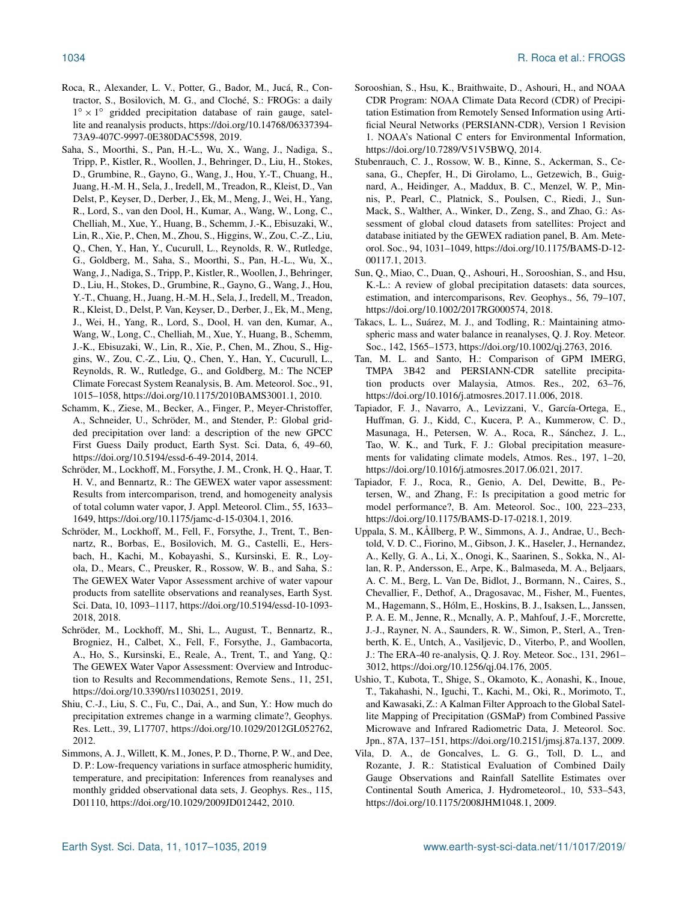Roca, R., Alexander, L. V., Potter, G., Bador, M., Jucá, R., Contractor, S., Bosilovich, M. G., and Cloché, S.: FROGs: a daily $1^{\circ} \times 1^{\circ}$ gridded precipitation database of rain gauge, satellite and reanalysis products, https://doi.org/10.14768/06337394-73A9-407C-9997-0E380DAC5598, 2019.

Saha, S., Moorthi, S., Pan, H.-L., Wu, X., Wang, J., Nadiga, S., Tripp, P., Kistler, R., Woollen, J., Behringer, D., Liu, H., Stokes, D., Grumbine, R., Gayno, G., Wang, J., Hou, Y.-T., Chuang, H., Juang, H.-M. H., Sela, J., Iredell, M., Treadon, R., Kleist, D., Van Delst, P., Keyser, D., Derber, J., Ek, M., Meng, J., Wei, H., Yang, R., Lord, S., van den Dool, H., Kumar, A., Wang, W., Long, C., Chelliah, M., Xue, Y., Huang, B., Schemm, J.-K., Ebisuzaki, W., Lin, R., Xie, P., Chen, M., Zhou, S., Higgins, W., Zou, C.-Z., Liu, Q., Chen, Y., Han, Y., Cucurull, L., Reynolds, R. W., Rutledge, G., Goldberg, M., Saha, S., Moorthi, S., Pan, H.-L., Wu, X., Wang, J., Nadiga, S., Tripp, P., Kistler, R., Woollen, J., Behringer, D., Liu, H., Stokes, D., Grumbine, R., Gayno, G., Wang, J., Hou, Y.-T., Chuang, H., Juang, H.-M. H., Sela, J., Iredell, M., Treadon, R., Kleist, D., Delst, P. Van, Keyser, D., Derber, J., Ek, M., Meng, J., Wei, H., Yang, R., Lord, S., Dool, H. van den, Kumar, A., Wang, W., Long, C., Chelliah, M., Xue, Y., Huang, B., Schemm, J.-K., Ebisuzaki, W., Lin, R., Xie, P., Chen, M., Zhou, S., Higgins, W., Zou, C.-Z., Liu, Q., Chen, Y., Han, Y., Cucurull, L., Reynolds, R. W., Rutledge, G., and Goldberg, M.: The NCEP Climate Forecast System Reanalysis, B. Am. Meteorol. Soc., 91, 1015–1058, https://doi.org/10.1175/2010BAMS3001.1, 2010.

Schamm, K., Ziese, M., Becker, A., Finger, P., Meyer-Christoffer, A., Schneider, U., Schröder, M., and Stender, P.: Global gridded precipitation over land: a description of the new GPCC First Guess Daily product, Earth Syst. Sci. Data, 6, 49–60, https://doi.org/10.5194/essd-6-49-2014, 2014.

Schröder, M., Lockhoff, M., Forsythe, J. M., Cronk, H. Q., Haar, T. H. V., and Bennartz, R.: The GEWEX water vapor assessment: Results from intercomparison, trend, and homogeneity analysis of total column water vapor, J. Appl. Meteorol. Clim., 55, 1633–1649, https://doi.org/10.1175/jamc-d-15-0304.1, 2016.

Schröder, M., Lockhoff, M., Fell, F., Forsythe, J., Trent, T., Bennartz, R., Borbas, E., Bosilovich, M. G., Castelli, E., Hersbach, H., Kachi, M., Kobayashi, S., Kursinski, E. R., Loyola, D., Mears, C., Preusker, R., Rossow, W. B., and Saha, S.: The GEWEX Water Vapor Assessment archive of water vapour products from satellite observations and reanalyses, Earth Syst. Sci. Data, 10, 1093–1117, https://doi.org/10.5194/essd-10-1093-2018, 2018.

Schröder, M., Lockhoff, M., Shi, L., August, T., Bennartz, R., Brogniez, H., Calbet, X., Fell, F., Forsythe, J., Gambacorta, A., Ho, S., Kursinski, E., Reale, A., Trent, T., and Yang, Q.: The GEWEX Water Vapor Assessment: Overview and Introduction to Results and Recommendations, Remote Sens., 11, 251, https://doi.org/10.3390/rs11030251, 2019.

Shiu, C.-J., Liu, S. C., Fu, C., Dai, A., and Sun, Y.: How much do precipitation extremes change in a warming climate?, Geophys. Res. Lett., 39, L17707, https://doi.org/10.1029/2012GL052762, 2012.

Simmons, A. J., Willett, K. M., Jones, P. D., Thorne, P. W., and Dee, D. P.: Low-frequency variations in surface atmospheric humidity, temperature, and precipitation: Inferences from reanalyses and monthly gridded observational data sets, J. Geophys. Res., 115, D01110, https://doi.org/10.1029/2009JD012442, 2010.

Sorooshian, S., Hsu, K., Braithwaite, D., Ashouri, H., and NOAA CDR Program: NOAA Climate Data Record (CDR) of Precipitation Estimation from Remotely Sensed Information using Artificial Neural Networks (PERSIANN-CDR), Version 1 Revision 1. NOAA's National C enters for Environmental Information, https://doi.org/10.7289/V51V5BWQ, 2014.

Stubenrauch, C. J., Rossow, W. B., Kinne, S., Ackerman, S., Cesana, G., Chepfer, H., Di Girolamo, L., Getzewich, B., Guignard, A., Heidinger, A., Maddux, B. C., Menzel, W. P., Minnis, P., Pearl, C., Platnick, S., Poulsen, C., Riedi, J., Sun-Mack, S., Walther, A., Winker, D., Zeng, S., and Zhao, G.: Assessment of global cloud datasets from satellites: Project and database initiated by the GEWEX radiation panel, B. Am. Meteorol. Soc., 94, 1031–1049, https://doi.org/10.1175/BAMS-D-12-00117.1, 2013.

Sun, Q., Miao, C., Duan, Q., Ashouri, H., Sorooshian, S., and Hsu, K.-L.: A review of global precipitation datasets: data sources, estimation, and intercomparisons, Rev. Geophys., 56, 79–107, https://doi.org/10.1002/2017RG000574, 2018.

Takacs, L. L., Suárez, M. J., and Todling, R.: Maintaining atmospheric mass and water balance in reanalyses, Q. J. Roy. Meteor. Soc., 142, 1565–1573, https://doi.org/10.1002/qj.2763, 2016.

Tan, M. L. and Santo, H.: Comparison of GPM IMERG, TMPA 3B42 and PERSIANN-CDR satellite precipitation products over Malaysia, Atmos. Res., 202, 63–76, https://doi.org/10.1016/j.atmosres.2017.11.006, 2018.

Tapiador, F. J., Navarro, A., Levizzani, V., García-Ortega, E., Huffman, G. J., Kidd, C., Kucera, P. A., Kummerow, C. D., Masunaga, H., Petersen, W. A., Roca, R., Sánchez, J. L., Tao, W. K., and Turk, F. J.: Global precipitation measurements for validating climate models, Atmos. Res., 197, 1–20, https://doi.org/10.1016/j.atmosres.2017.06.021, 2017.

Tapiador, F. J., Roca, R., Genio, A. Del, Dewitte, B., Petersen, W., and Zhang, F.: Is precipitation a good metric for model performance?, B. Am. Meteorol. Soc., 100, 223–233, https://doi.org/10.1175/BAMS-D-17-0218.1, 2019.

Uppala, S. M., KÅllberg, P. W., Simmons, A. J., Andrae, U., Bechtold, V. D. C., Fiorino, M., Gibson, J. K., Haseler, J., Hernandez, A., Kelly, G. A., Li, X., Onogi, K., Saarinen, S., Sokka, N., Allan, R. P., Andersson, E., Arpe, K., Balmaseda, M. A., Beljaars, A. C. M., Berg, L. Van De, Bidlot, J., Bormann, N., Caires, S., Chevallier, F., Dethof, A., Dragosavac, M., Fisher, M., Fuentes, M., Hagemann, S., Hólm, E., Hoskins, B. J., Isaksen, L., Janssen, P. A. E. M., Jenne, R., Mcnally, A. P., Mahfouf, J.-F., Morcrette, J.-J., Rayner, N. A., Saunders, R. W., Simon, P., Sterl, A., Trenberth, K. E., Untch, A., Vasiljevic, D., Viterbo, P., and Woollen, J.: The ERA-40 re-analysis, Q. J. Roy. Meteor. Soc., 131, 2961–3012, https://doi.org/10.1256/qj.04.176, 2005.

Ushio, T., Kubota, T., Shige, S., Okamoto, K., Aonashi, K., Inoue, T., Takahashi, N., Iguchi, T., Kachi, M., Oki, R., Morimoto, T., and Kawasaki, Z.: A Kalman Filter Approach to the Global Satellite Mapping of Precipitation (GSMaP) from Combined Passive Microwave and Infrared Radiometric Data, J. Meteorol. Soc. Jpn., 87A, 137–151, https://doi.org/10.2151/jmsj.87a.137, 2009.

Vila, D. A., de Goncalves, L. G. G., Toll, D. L., and Rozante, J. R.: Statistical Evaluation of Combined Daily Gauge Observations and Rainfall Satellite Estimates over Continental South America, J. Hydrometeorol., 10, 533–543, https://doi.org/10.1175/2008JHM1048.1, 2009.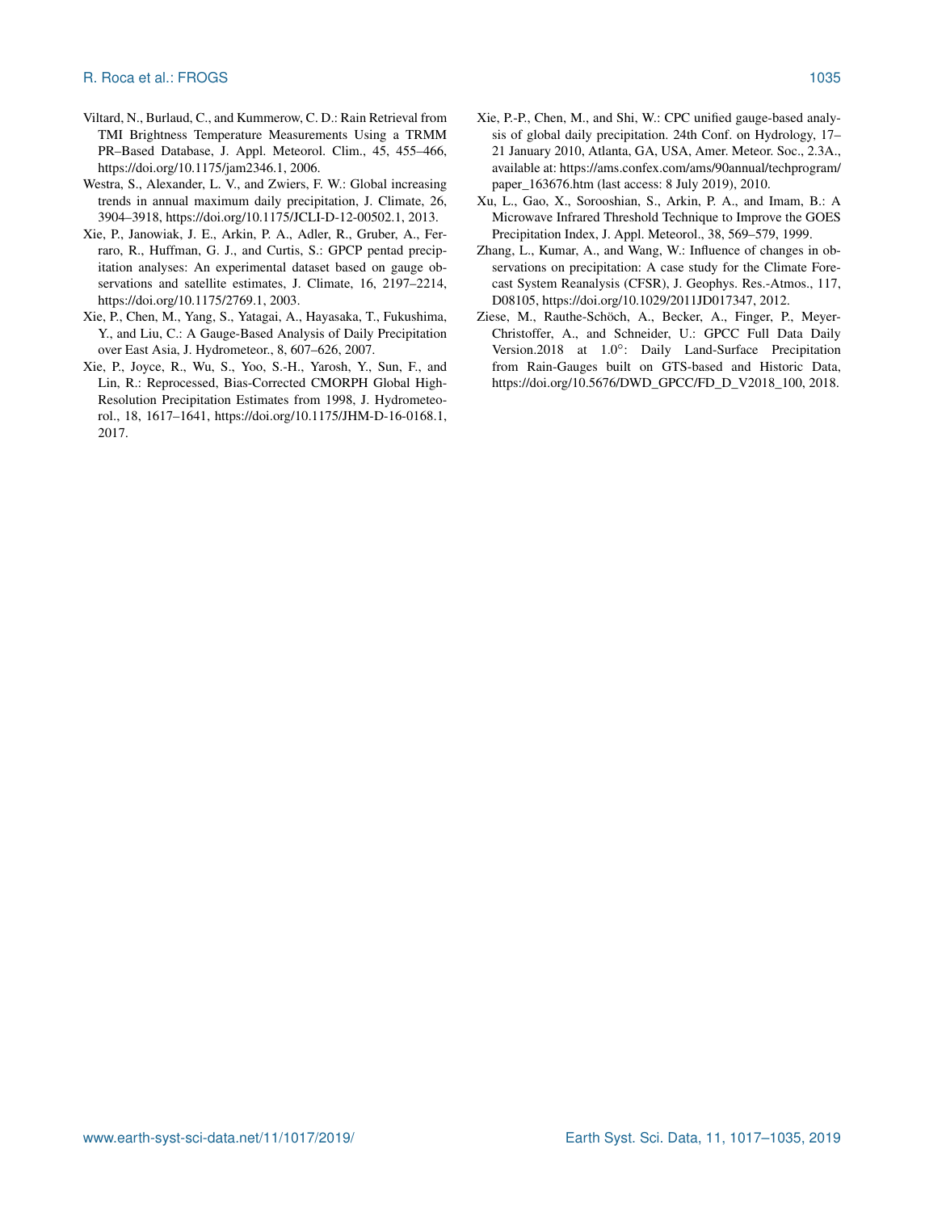Viltard, N., Burlaud, C., and Kummerow, C. D.: Rain Retrieval from TMI Brightness Temperature Measurements Using a TRMM PR–Based Database, J. Appl. Meteorol. Clim., 45, 455–466, https://doi.org/10.1175/jam2346.1, 2006.

Westra, S., Alexander, L. V., and Zwiers, F. W.: Global increasing trends in annual maximum daily precipitation, J. Climate, 26, 3904–3918, https://doi.org/10.1175/JCLI-D-12-00502.1, 2013.

Xie, P., Janowiak, J. E., Arkin, P. A., Adler, R., Gruber, A., Ferraro, R., Huffman, G. J., and Curtis, S.: GPCP pentad precipitation analyses: An experimental dataset based on gauge observations and satellite estimates, J. Climate, 16, 2197–2214, https://doi.org/10.1175/2769.1, 2003.

Xie, P., Chen, M., Yang, S., Yatagai, A., Hayasaka, T., Fukushima, Y., and Liu, C.: A Gauge-Based Analysis of Daily Precipitation over East Asia, J. Hydrometeor., 8, 607–626, 2007.

Xie, P., Joyce, R., Wu, S., Yoo, S.-H., Yarosh, Y., Sun, F., and Lin, R.: Reprocessed, Bias-Corrected CMORPH Global High-Resolution Precipitation Estimates from 1998, J. Hydrometeorol., 18, 1617–1641, https://doi.org/10.1175/JHM-D-16-0168.1, 2017.

Xie, P.-P., Chen, M., and Shi, W.: CPC unified gauge-based analysis of global daily precipitation. 24th Conf. on Hydrology, 17–21 January 2010, Atlanta, GA, USA, Amer. Meteor. Soc., 2.3A., available at: https://ams.confex.com/ams/90annual/techprogram/paper_163676.htm (last access: 8 July 2019), 2010.

Xu, L., Gao, X., Sorooshian, S., Arkin, P. A., and Imam, B.: A Microwave Infrared Threshold Technique to Improve the GOES Precipitation Index, J. Appl. Meteorol., 38, 569–579, 1999.

Zhang, L., Kumar, A., and Wang, W.: Influence of changes in observations on precipitation: A case study for the Climate Forecast System Reanalysis (CFSR), J. Geophys. Res.-Atmos., 117, D08105, https://doi.org/10.1029/2011JD017347, 2012.

Ziese, M., Rauthe-Schöch, A., Becker, A., Finger, P., Meyer-Christoffer, A., and Schneider, U.: GPCC Full Data Daily Version.2018 at 1.0°: Daily Land-Surface Precipitation from Rain-Gauges built on GTS-based and Historic Data, https://doi.org/10.5676/DWD_GPCC/FD_D_V2018_100, 2018.